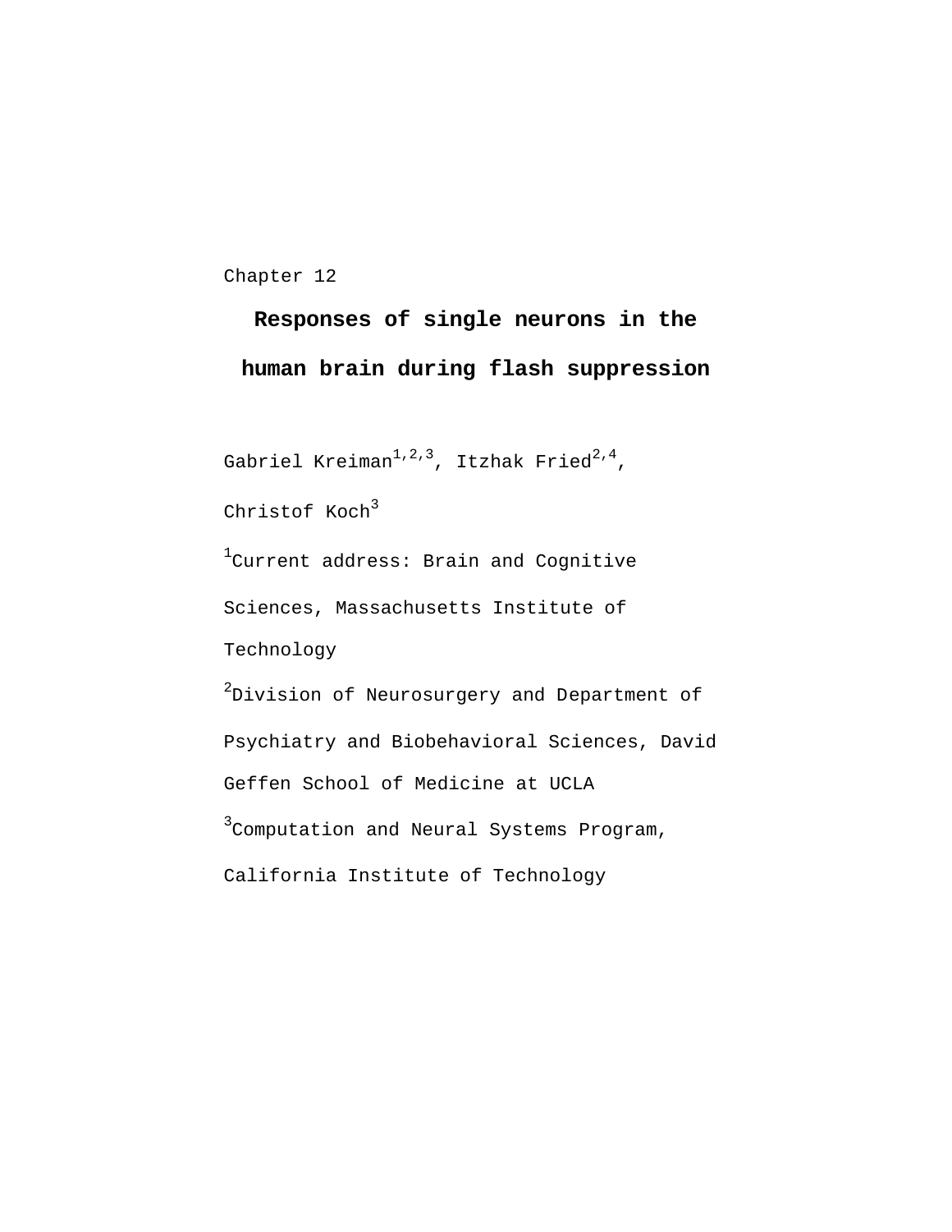Chapter 12

# Responses of single neurons in the human brain during flash suppression

Gabriel Kreiman[1,2,3], Itzhak Fried[2,4], Christof Koch[3]

[1]Current address: Brain and Cognitive Sciences, Massachusetts Institute of Technology

[2]Division of Neurosurgery and Department of Psychiatry and Biobehavioral Sciences, David Geffen School of Medicine at UCLA

[3]Computation and Neural Systems Program, California Institute of Technology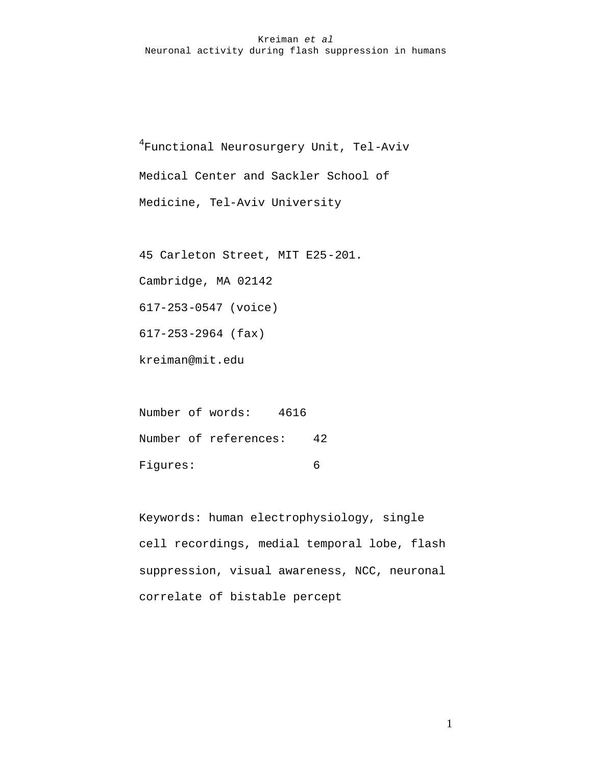[4]Functional Neurosurgery Unit, Tel-Aviv Medical Center and Sackler School of Medicine, Tel-Aviv University

45 Carleton Street, MIT E25-201.

Cambridge, MA 02142

617-253-0547 (voice)

617-253-2964 (fax)

kreiman@mit.edu

Number of words: 4616

Number of references: 42

Figures: 6

Keywords: human electrophysiology, single cell recordings, medial temporal lobe, flash suppression, visual awareness, NCC, neuronal correlate of bistable percept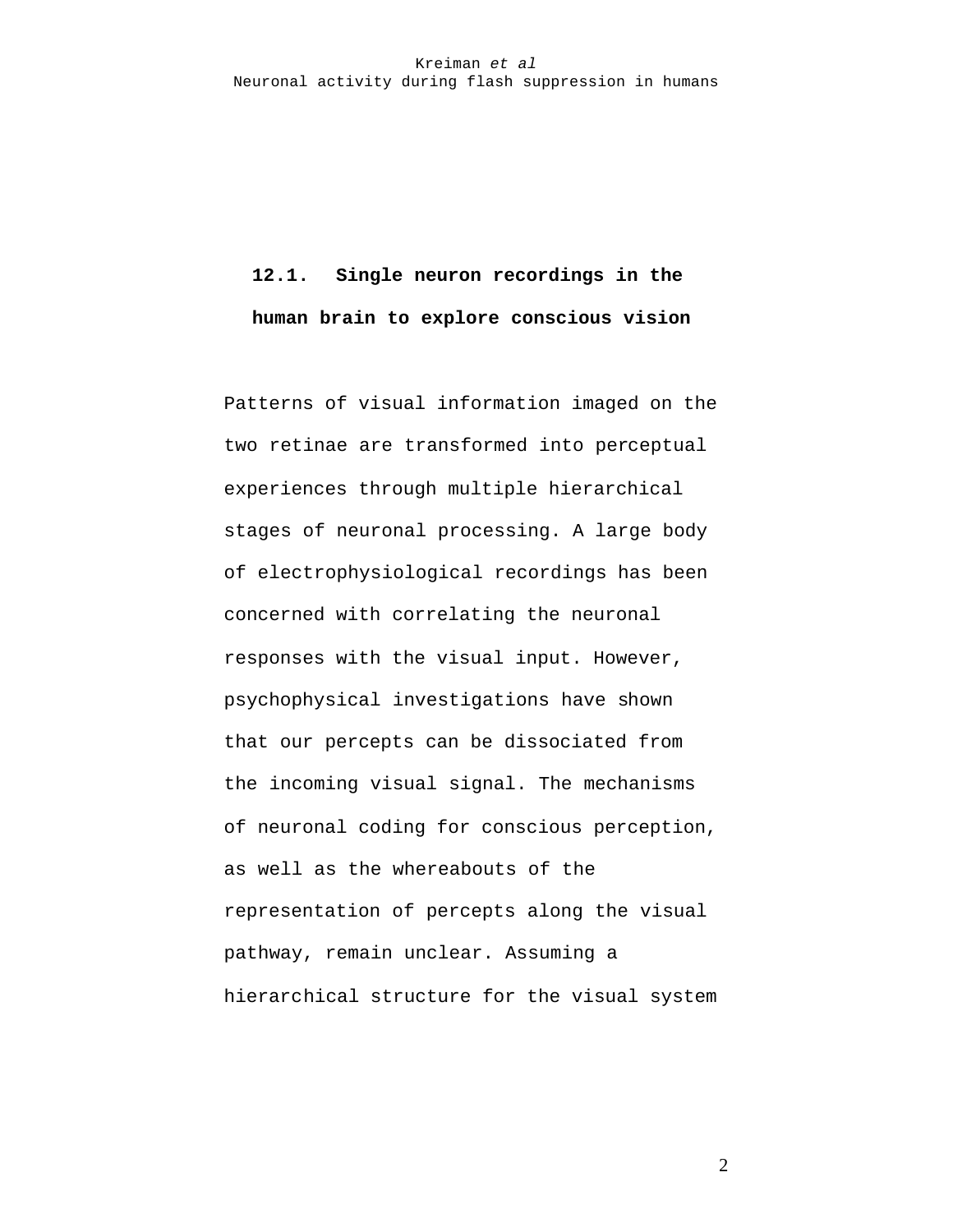## 12.1. Single neuron recordings in the human brain to explore conscious vision

Patterns of visual information imaged on the two retinae are transformed into perceptual experiences through multiple hierarchical stages of neuronal processing. A large body of electrophysiological recordings has been concerned with correlating the neuronal responses with the visual input. However, psychophysical investigations have shown that our percepts can be dissociated from the incoming visual signal. The mechanisms of neuronal coding for conscious perception, as well as the whereabouts of the representation of percepts along the visual pathway, remain unclear. Assuming a hierarchical structure for the visual system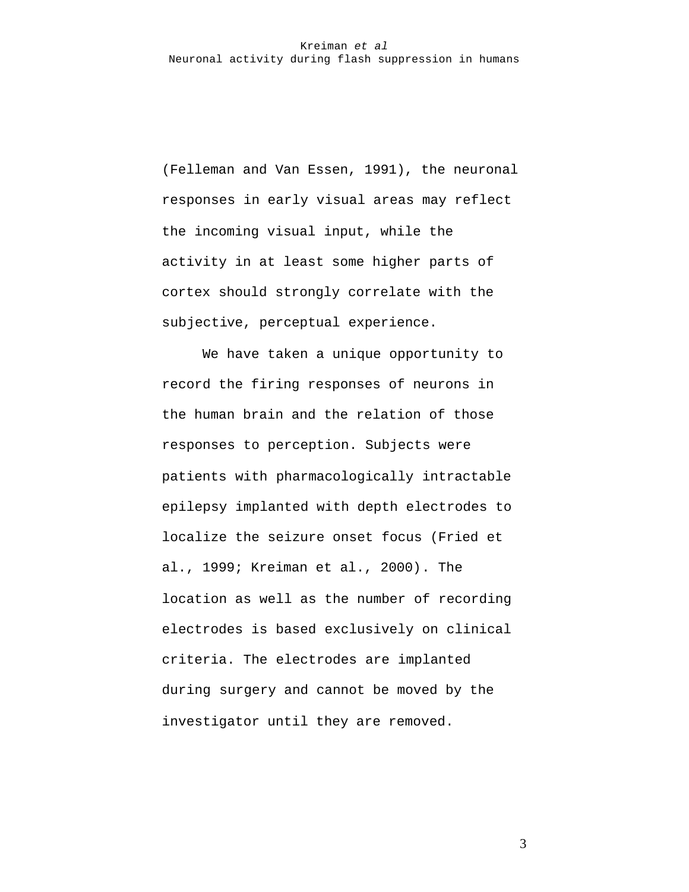(Felleman and Van Essen, 1991), the neuronal responses in early visual areas may reflect the incoming visual input, while the activity in at least some higher parts of cortex should strongly correlate with the subjective, perceptual experience.

We have taken a unique opportunity to record the firing responses of neurons in the human brain and the relation of those responses to perception. Subjects were patients with pharmacologically intractable epilepsy implanted with depth electrodes to localize the seizure onset focus (Fried et al., 1999; Kreiman et al., 2000). The location as well as the number of recording electrodes is based exclusively on clinical criteria. The electrodes are implanted during surgery and cannot be moved by the investigator until they are removed.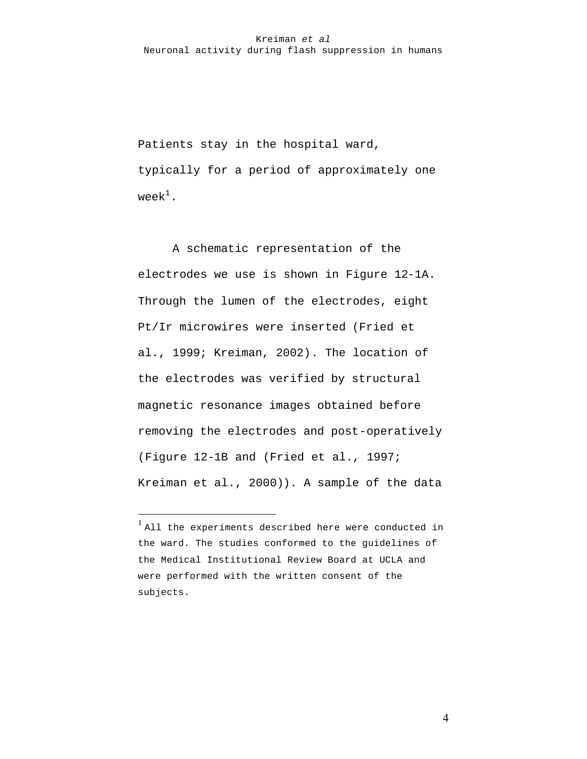Patients stay in the hospital ward, typically for a period of approximately one week[1].

A schematic representation of the electrodes we use is shown in Figure 12-1A. Through the lumen of the electrodes, eight Pt/Ir microwires were inserted (Fried et al., 1999; Kreiman, 2002). The location of the electrodes was verified by structural magnetic resonance images obtained before removing the electrodes and post-operatively (Figure 12-1B and (Fried et al., 1997; Kreiman et al., 2000)). A sample of the data

---

[1] All the experiments described here were conducted in the ward. The studies conformed to the guidelines of the Medical Institutional Review Board at UCLA and were performed with the written consent of the subjects.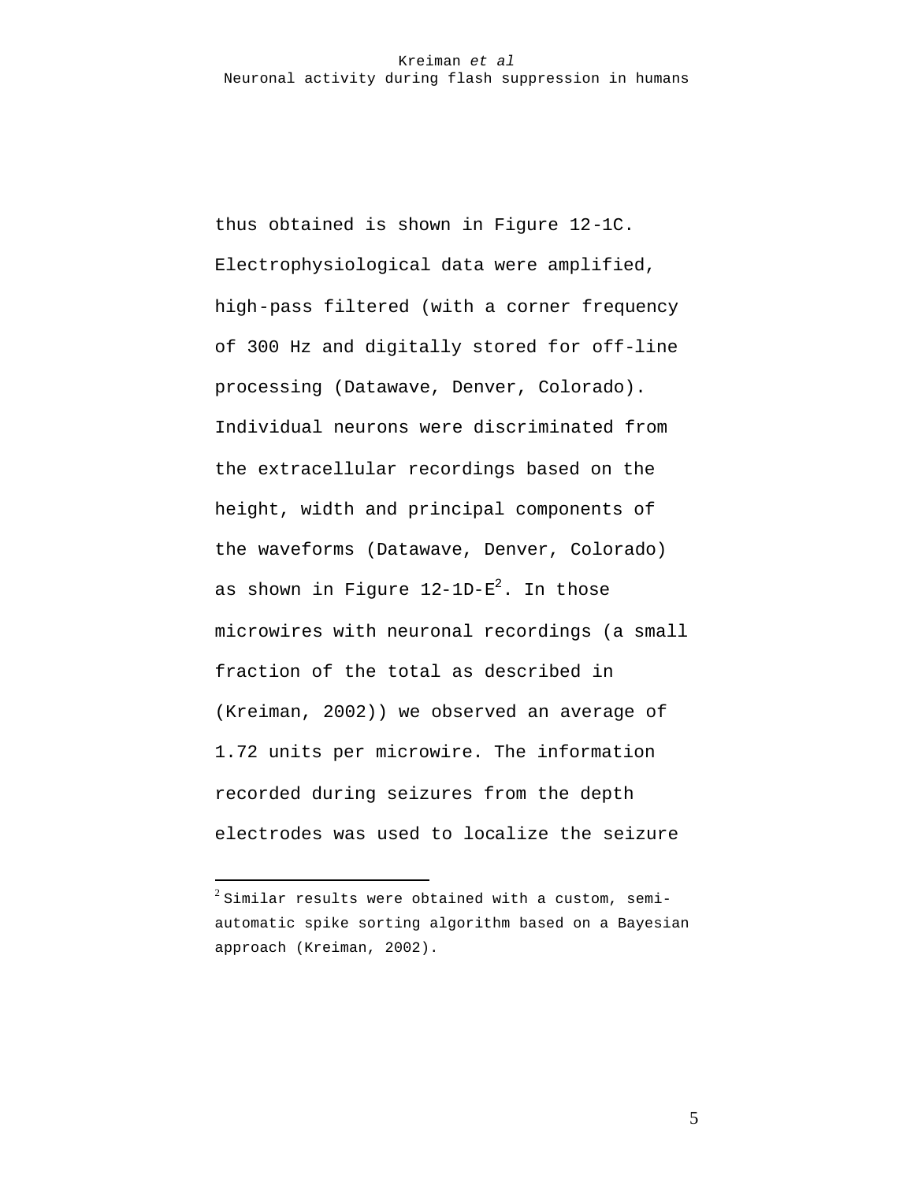thus obtained is shown in Figure 12-1C. Electrophysiological data were amplified, high-pass filtered (with a corner frequency of 300 Hz and digitally stored for off-line processing (Datawave, Denver, Colorado). Individual neurons were discriminated from the extracellular recordings based on the height, width and principal components of the waveforms (Datawave, Denver, Colorado) as shown in Figure 12-1D-E[2]. In those microwires with neuronal recordings (a small fraction of the total as described in (Kreiman, 2002)) we observed an average of 1.72 units per microwire. The information recorded during seizures from the depth electrodes was used to localize the seizure

---

[2] Similar results were obtained with a custom, semi-automatic spike sorting algorithm based on a Bayesian approach (Kreiman, 2002).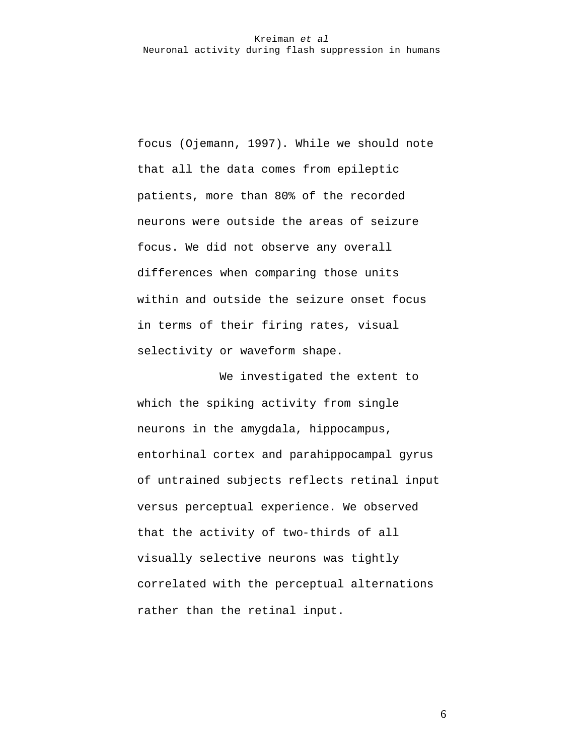focus (Ojemann, 1997). While we should note that all the data comes from epileptic patients, more than 80% of the recorded neurons were outside the areas of seizure focus. We did not observe any overall differences when comparing those units within and outside the seizure onset focus in terms of their firing rates, visual selectivity or waveform shape.

We investigated the extent to which the spiking activity from single neurons in the amygdala, hippocampus, entorhinal cortex and parahippocampal gyrus of untrained subjects reflects retinal input versus perceptual experience. We observed that the activity of two-thirds of all visually selective neurons was tightly correlated with the perceptual alternations rather than the retinal input.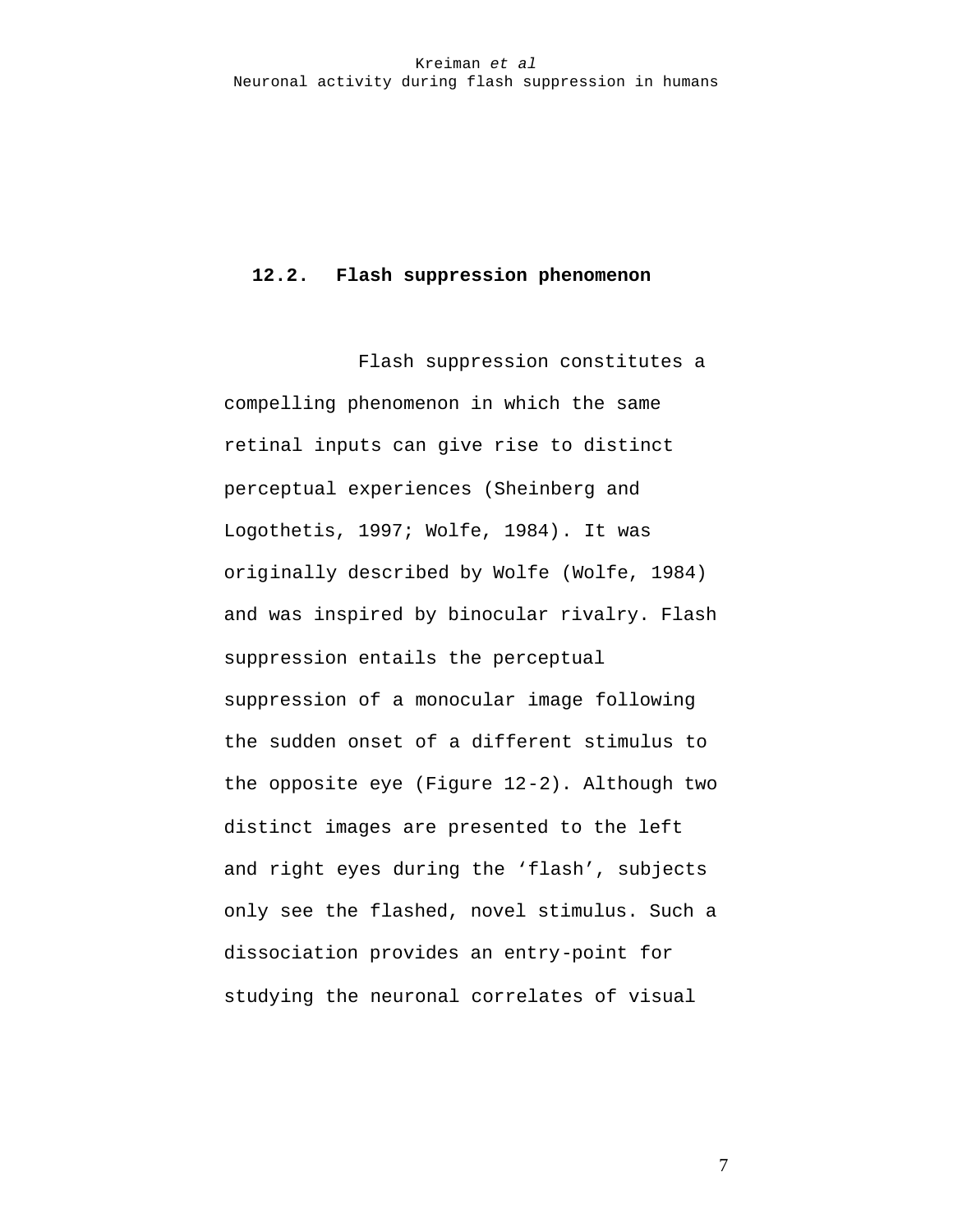## 12.2. Flash suppression phenomenon

Flash suppression constitutes a compelling phenomenon in which the same retinal inputs can give rise to distinct perceptual experiences (Sheinberg and Logothetis, 1997; Wolfe, 1984). It was originally described by Wolfe (Wolfe, 1984) and was inspired by binocular rivalry. Flash suppression entails the perceptual suppression of a monocular image following the sudden onset of a different stimulus to the opposite eye (Figure 12-2). Although two distinct images are presented to the left and right eyes during the ‘flash’, subjects only see the flashed, novel stimulus. Such a dissociation provides an entry-point for studying the neuronal correlates of visual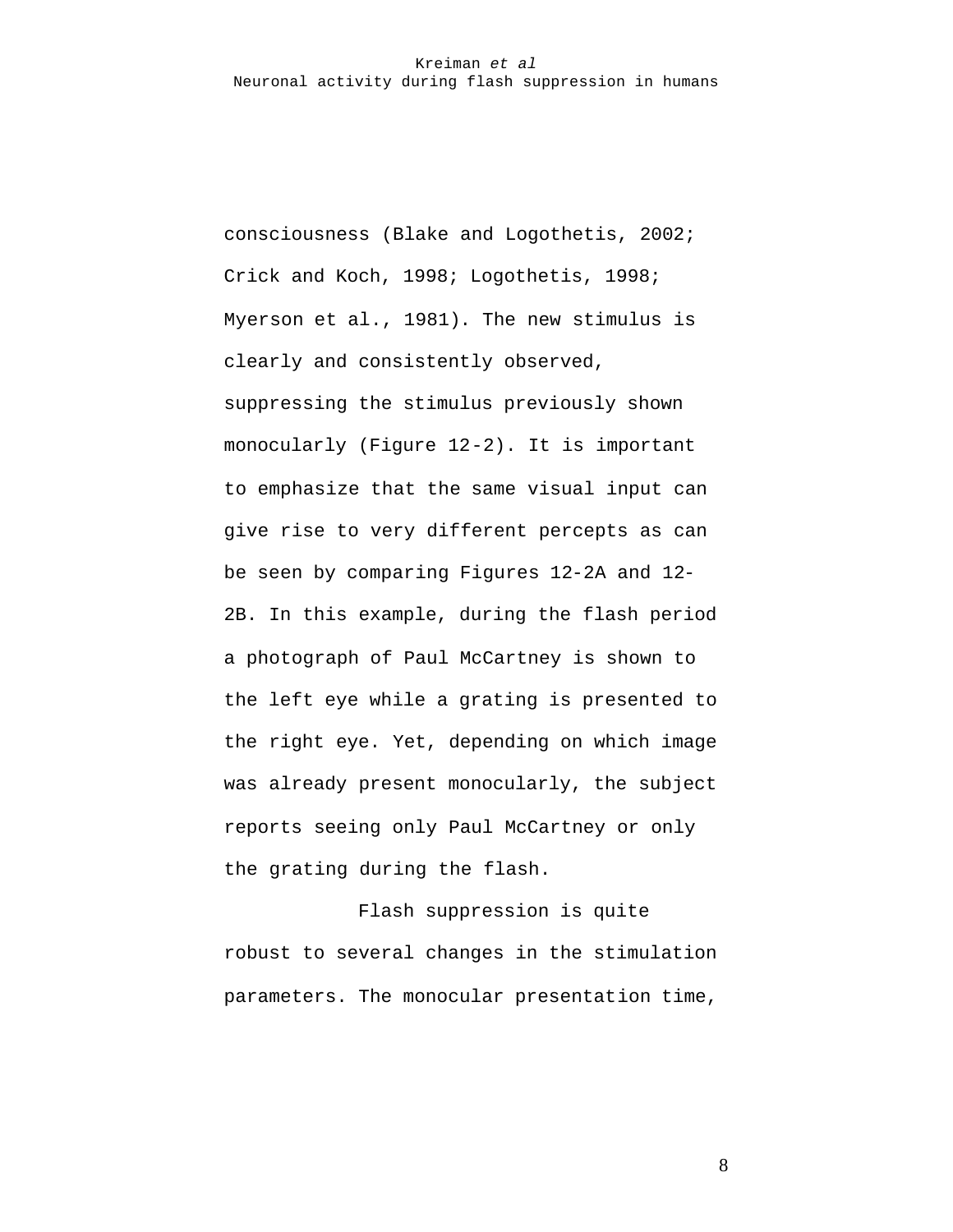consciousness (Blake and Logothetis, 2002; Crick and Koch, 1998; Logothetis, 1998; Myerson et al., 1981). The new stimulus is clearly and consistently observed, suppressing the stimulus previously shown monocularly (Figure 12-2). It is important to emphasize that the same visual input can give rise to very different percepts as can be seen by comparing Figures 12-2A and 12-2B. In this example, during the flash period a photograph of Paul McCartney is shown to the left eye while a grating is presented to the right eye. Yet, depending on which image was already present monocularly, the subject reports seeing only Paul McCartney or only the grating during the flash.

Flash suppression is quite robust to several changes in the stimulation parameters. The monocular presentation time,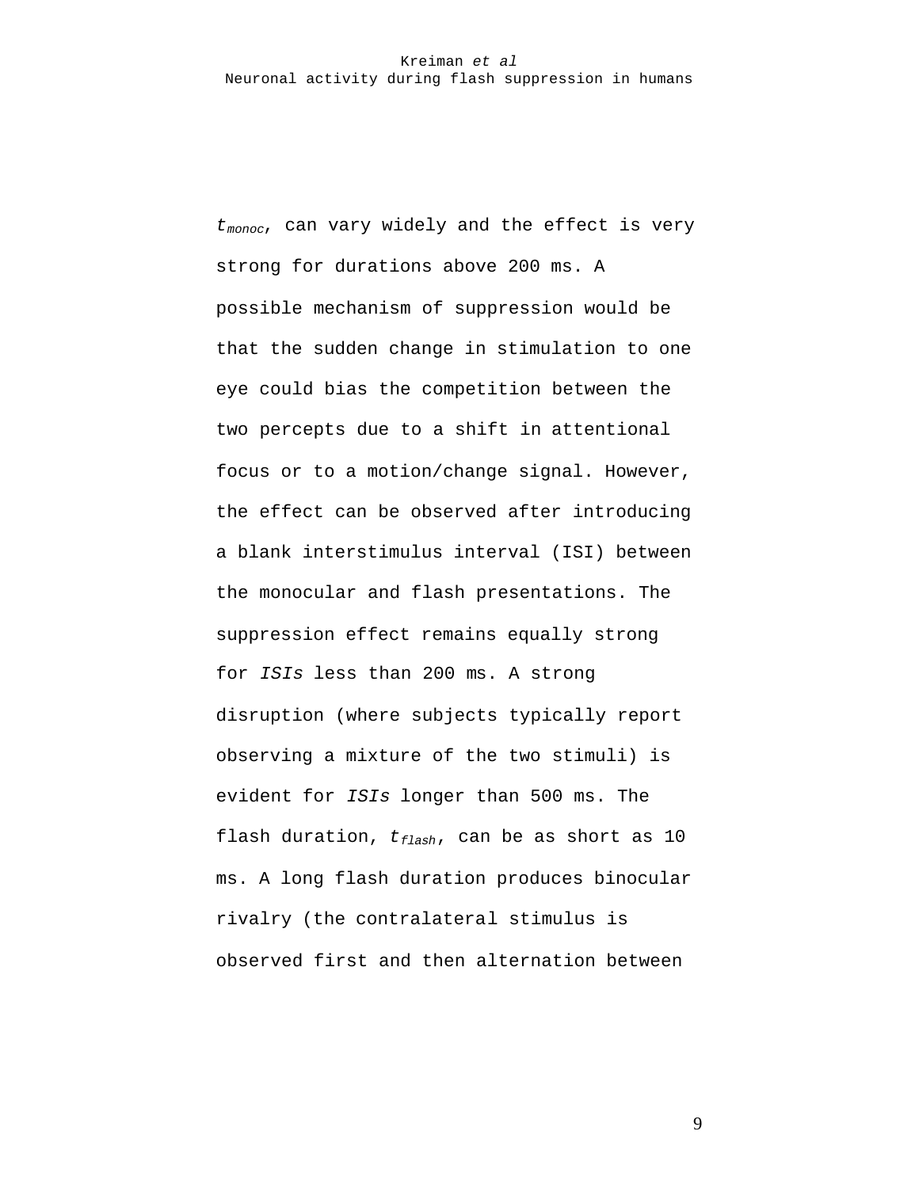$t_{monoc}$, can vary widely and the effect is very strong for durations above 200 ms. A possible mechanism of suppression would be that the sudden change in stimulation to one eye could bias the competition between the two percepts due to a shift in attentional focus or to a motion/change signal. However, the effect can be observed after introducing a blank interstimulus interval (ISI) between the monocular and flash presentations. The suppression effect remains equally strong for *ISIs* less than 200 ms. A strong disruption (where subjects typically report observing a mixture of the two stimuli) is evident for *ISIs* longer than 500 ms. The flash duration, $t_{flash}$, can be as short as 10 ms. A long flash duration produces binocular rivalry (the contralateral stimulus is observed first and then alternation between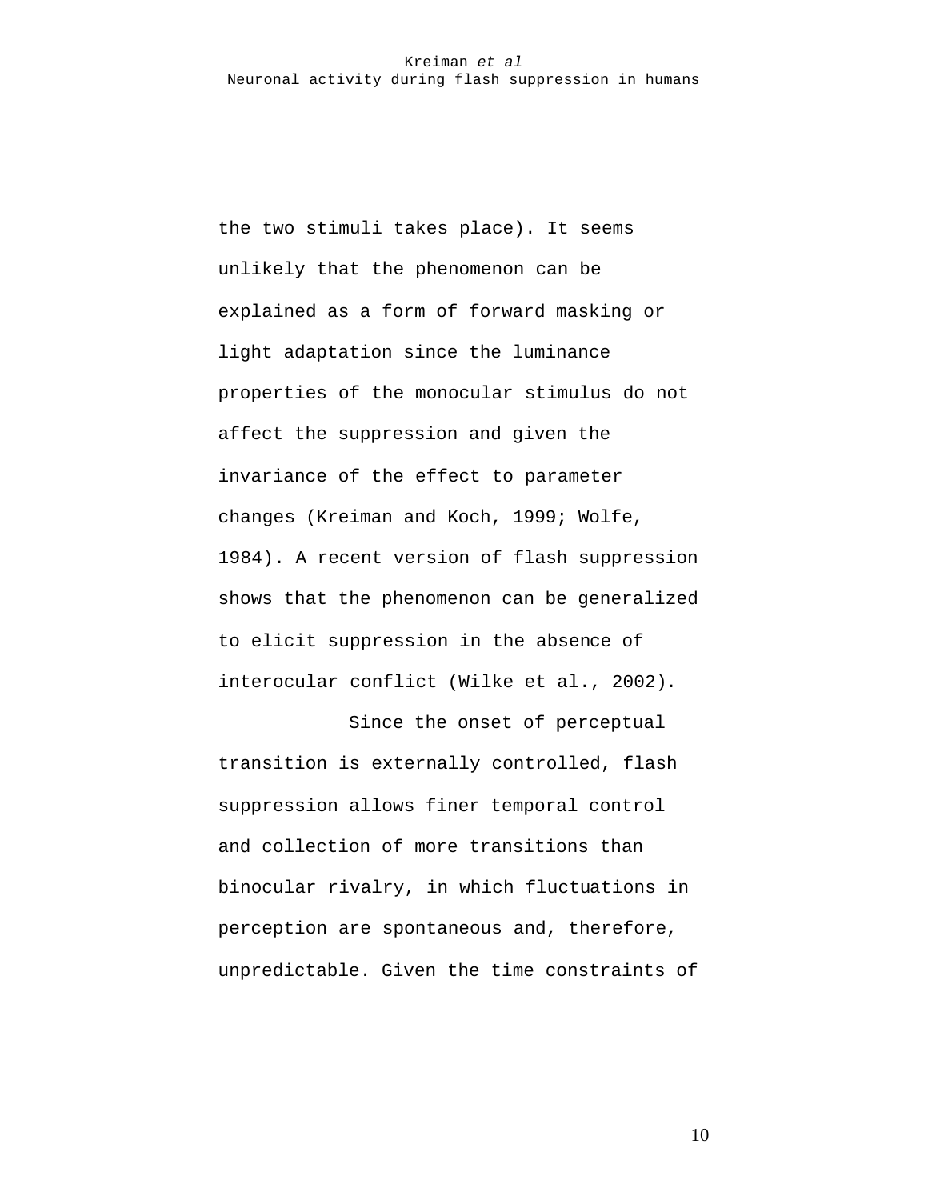the two stimuli takes place). It seems unlikely that the phenomenon can be explained as a form of forward masking or light adaptation since the luminance properties of the monocular stimulus do not affect the suppression and given the invariance of the effect to parameter changes (Kreiman and Koch, 1999; Wolfe, 1984). A recent version of flash suppression shows that the phenomenon can be generalized to elicit suppression in the absence of interocular conflict (Wilke et al., 2002).

Since the onset of perceptual transition is externally controlled, flash suppression allows finer temporal control and collection of more transitions than binocular rivalry, in which fluctuations in perception are spontaneous and, therefore, unpredictable. Given the time constraints of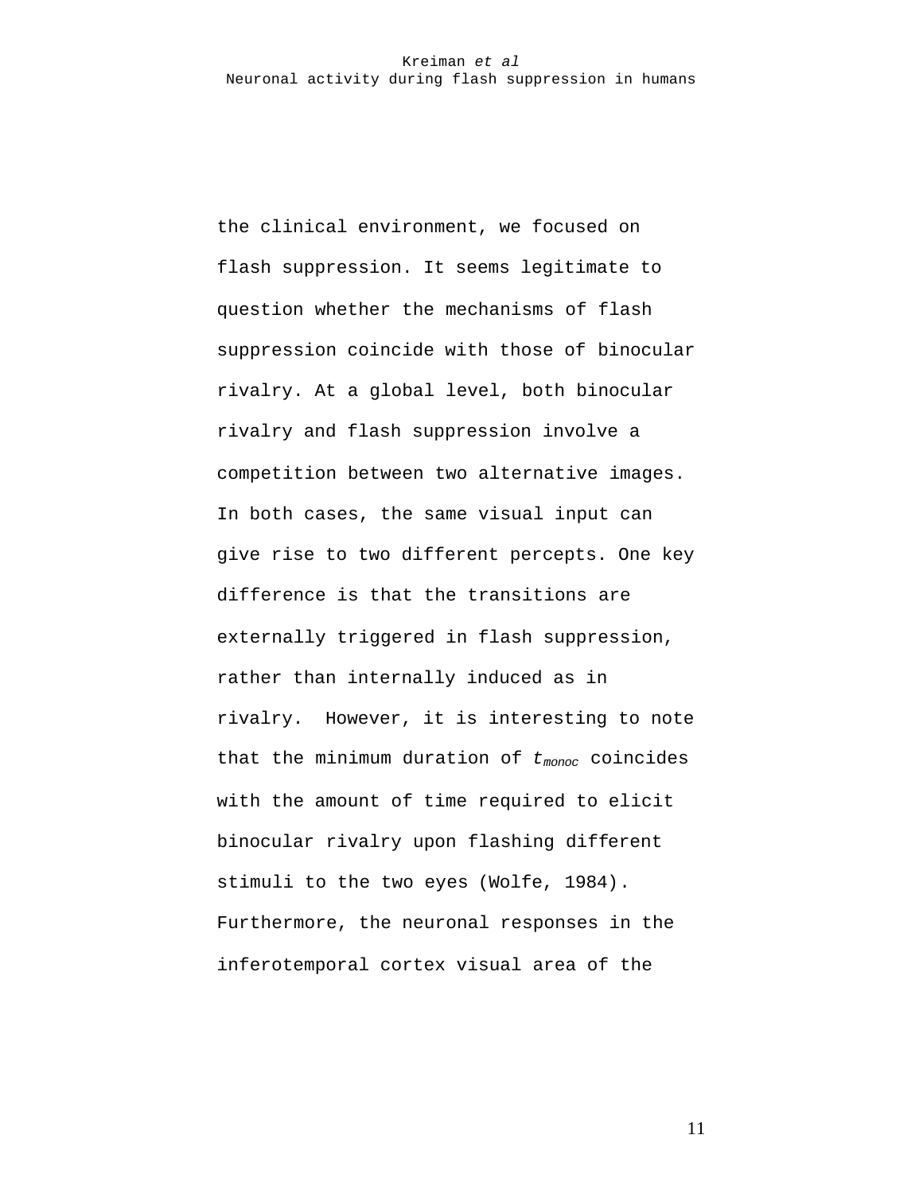the clinical environment, we focused on flash suppression. It seems legitimate to question whether the mechanisms of flash suppression coincide with those of binocular rivalry. At a global level, both binocular rivalry and flash suppression involve a competition between two alternative images. In both cases, the same visual input can give rise to two different percepts. One key difference is that the transitions are externally triggered in flash suppression, rather than internally induced as in rivalry. However, it is interesting to note that the minimum duration of $t_{monoc}$ coincides with the amount of time required to elicit binocular rivalry upon flashing different stimuli to the two eyes (Wolfe, 1984). Furthermore, the neuronal responses in the inferotemporal cortex visual area of the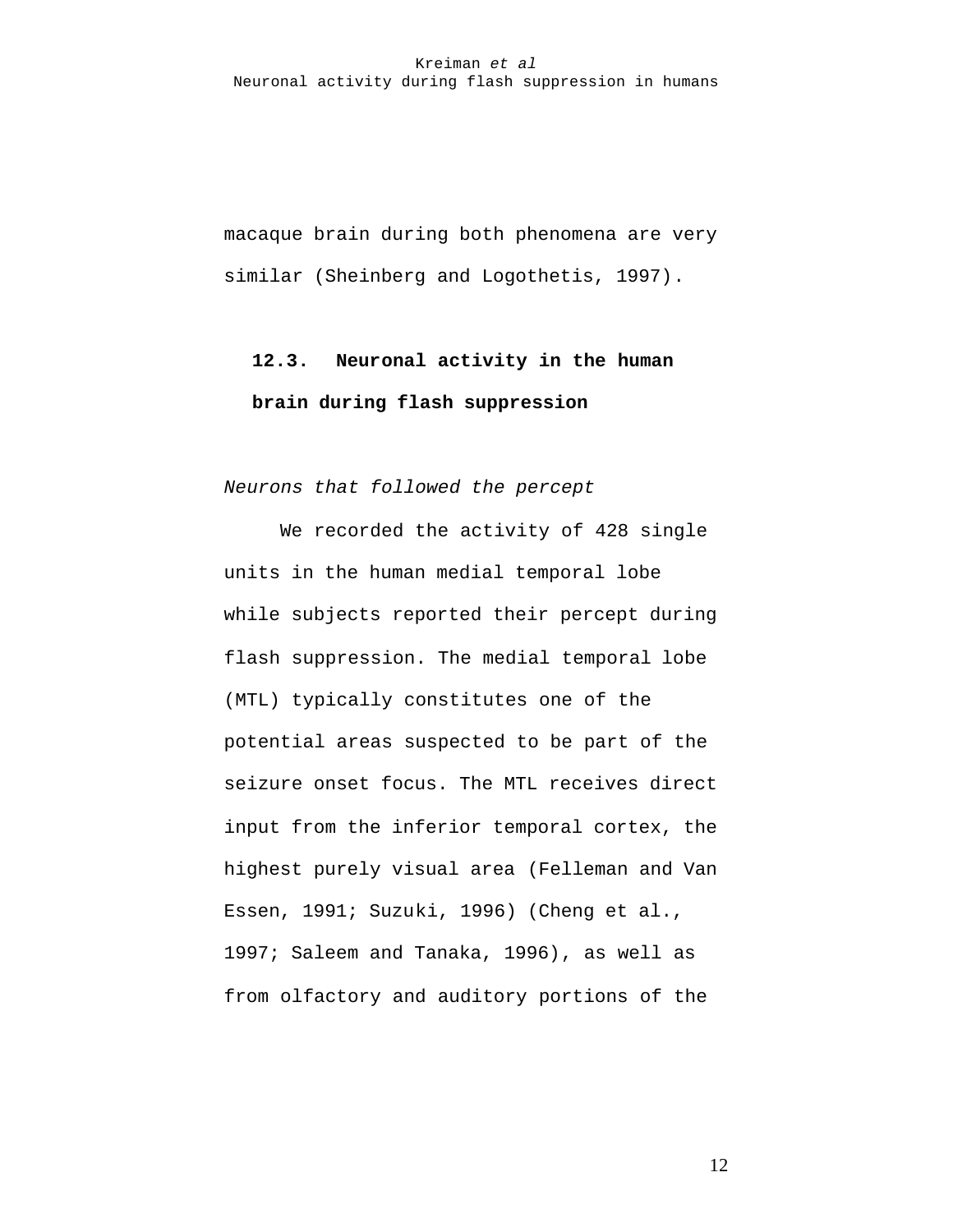macaque brain during both phenomena are very similar (Sheinberg and Logothetis, 1997).

## 12.3. Neuronal activity in the human brain during flash suppression

*Neurons that followed the percept*

We recorded the activity of 428 single units in the human medial temporal lobe while subjects reported their percept during flash suppression. The medial temporal lobe (MTL) typically constitutes one of the potential areas suspected to be part of the seizure onset focus. The MTL receives direct input from the inferior temporal cortex, the highest purely visual area (Felleman and Van Essen, 1991; Suzuki, 1996) (Cheng et al., 1997; Saleem and Tanaka, 1996), as well as from olfactory and auditory portions of the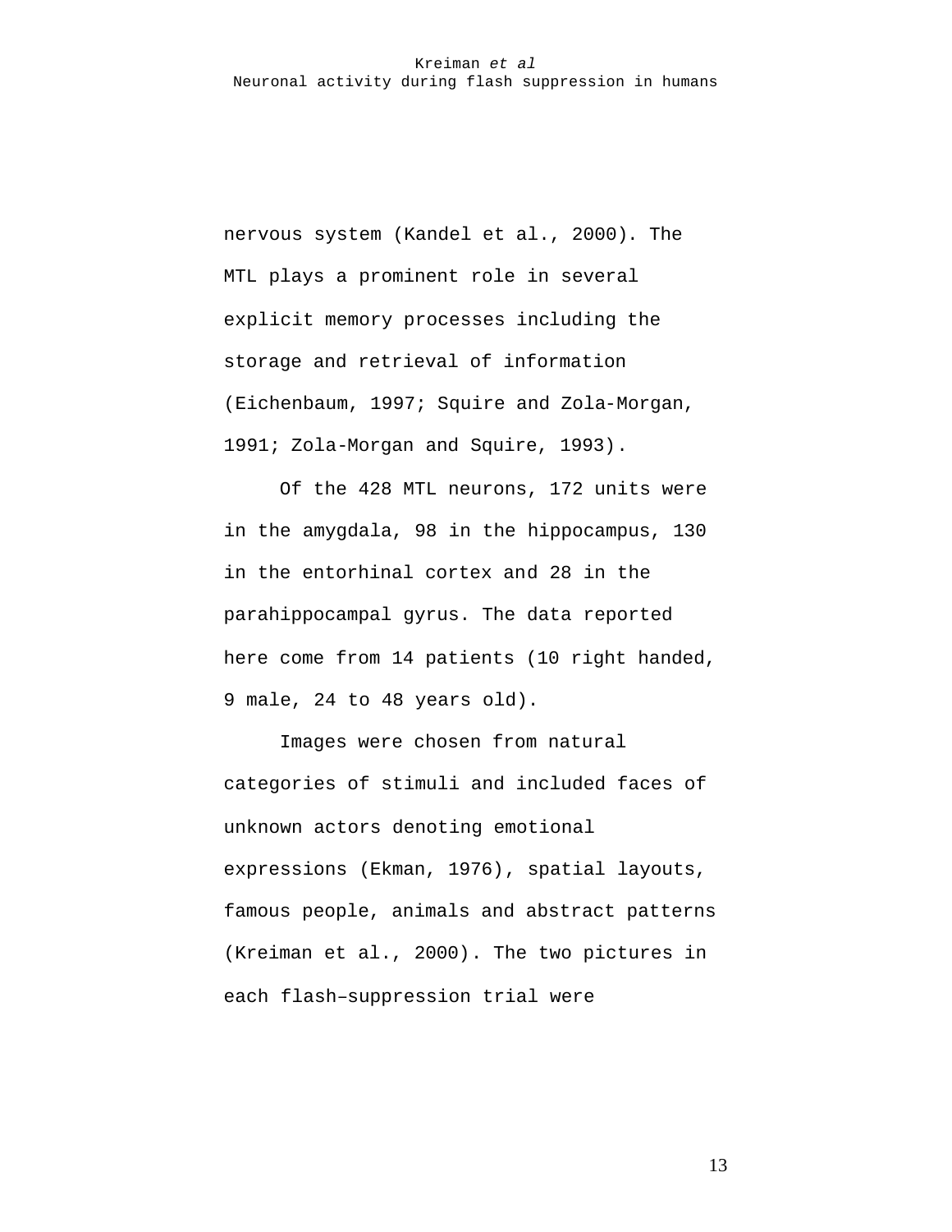nervous system (Kandel et al., 2000). The MTL plays a prominent role in several explicit memory processes including the storage and retrieval of information (Eichenbaum, 1997; Squire and Zola-Morgan, 1991; Zola-Morgan and Squire, 1993).

Of the 428 MTL neurons, 172 units were in the amygdala, 98 in the hippocampus, 130 in the entorhinal cortex and 28 in the parahippocampal gyrus. The data reported here come from 14 patients (10 right handed, 9 male, 24 to 48 years old).

Images were chosen from natural categories of stimuli and included faces of unknown actors denoting emotional expressions (Ekman, 1976), spatial layouts, famous people, animals and abstract patterns (Kreiman et al., 2000). The two pictures in each flash–suppression trial were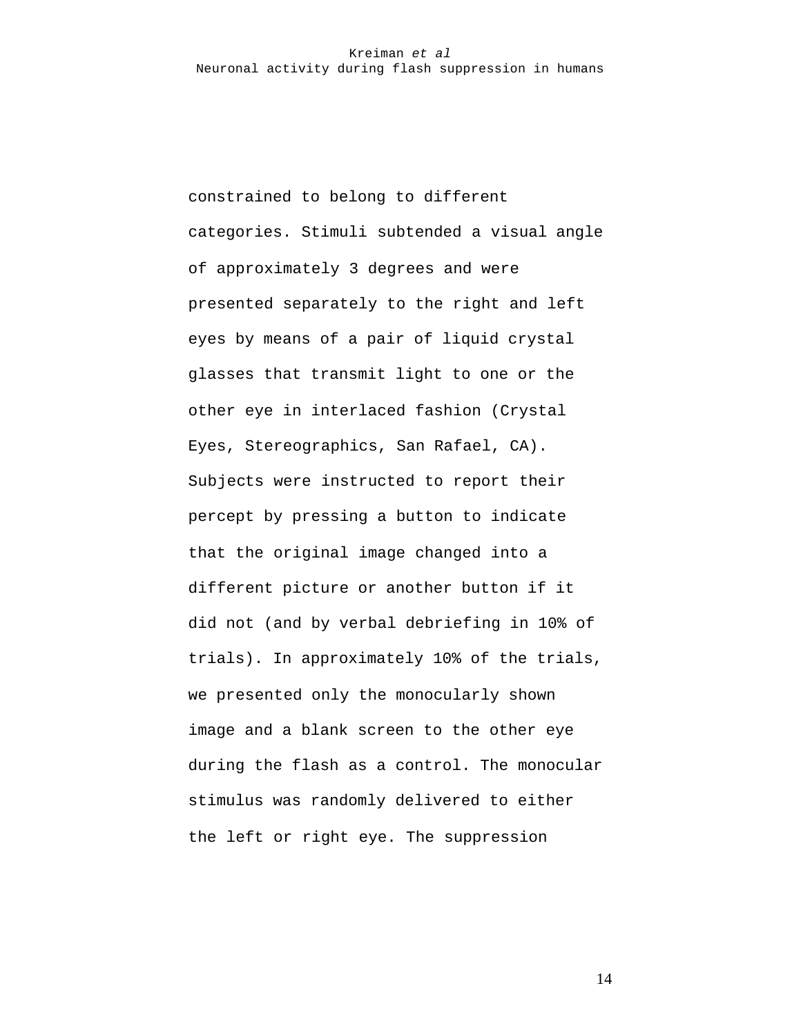constrained to belong to different categories. Stimuli subtended a visual angle of approximately 3 degrees and were presented separately to the right and left eyes by means of a pair of liquid crystal glasses that transmit light to one or the other eye in interlaced fashion (Crystal Eyes, Stereographics, San Rafael, CA). Subjects were instructed to report their percept by pressing a button to indicate that the original image changed into a different picture or another button if it did not (and by verbal debriefing in 10% of trials). In approximately 10% of the trials, we presented only the monocularly shown image and a blank screen to the other eye during the flash as a control. The monocular stimulus was randomly delivered to either the left or right eye. The suppression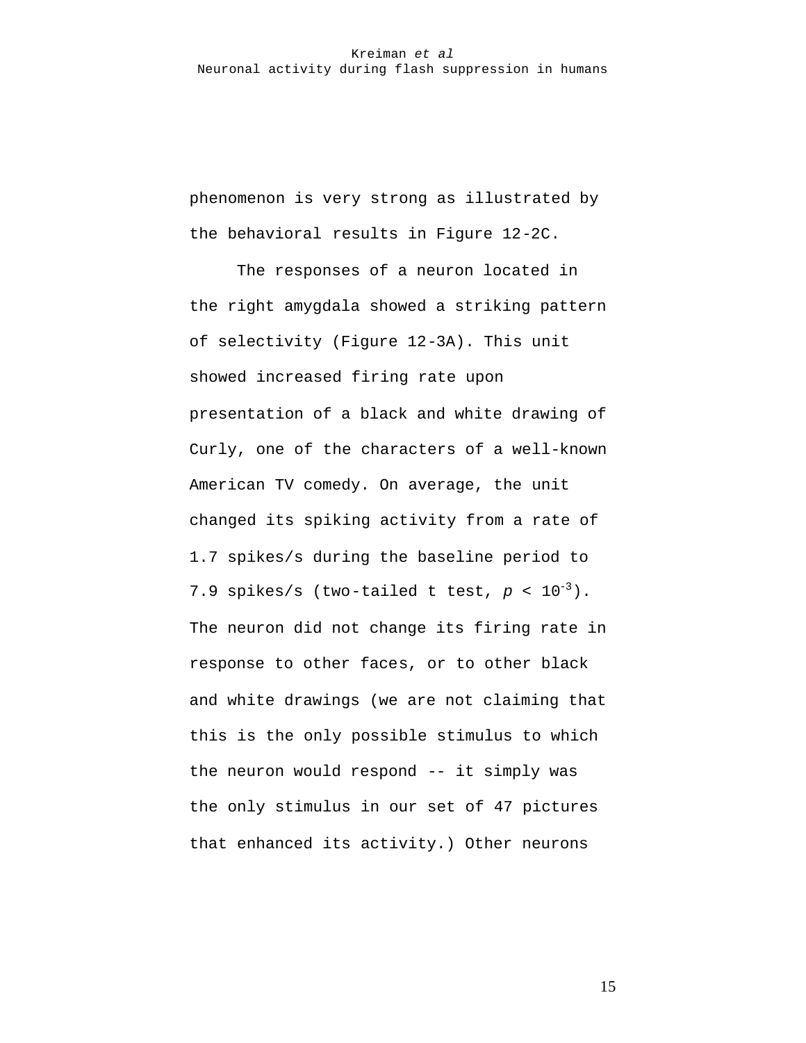phenomenon is very strong as illustrated by the behavioral results in Figure 12-2C.

The responses of a neuron located in the right amygdala showed a striking pattern of selectivity (Figure 12-3A). This unit showed increased firing rate upon presentation of a black and white drawing of Curly, one of the characters of a well-known American TV comedy. On average, the unit changed its spiking activity from a rate of 1.7 spikes/s during the baseline period to 7.9 spikes/s (two-tailed t test, $p < 10^{-3}$). The neuron did not change its firing rate in response to other faces, or to other black and white drawings (we are not claiming that this is the only possible stimulus to which the neuron would respond -- it simply was the only stimulus in our set of 47 pictures that enhanced its activity.) Other neurons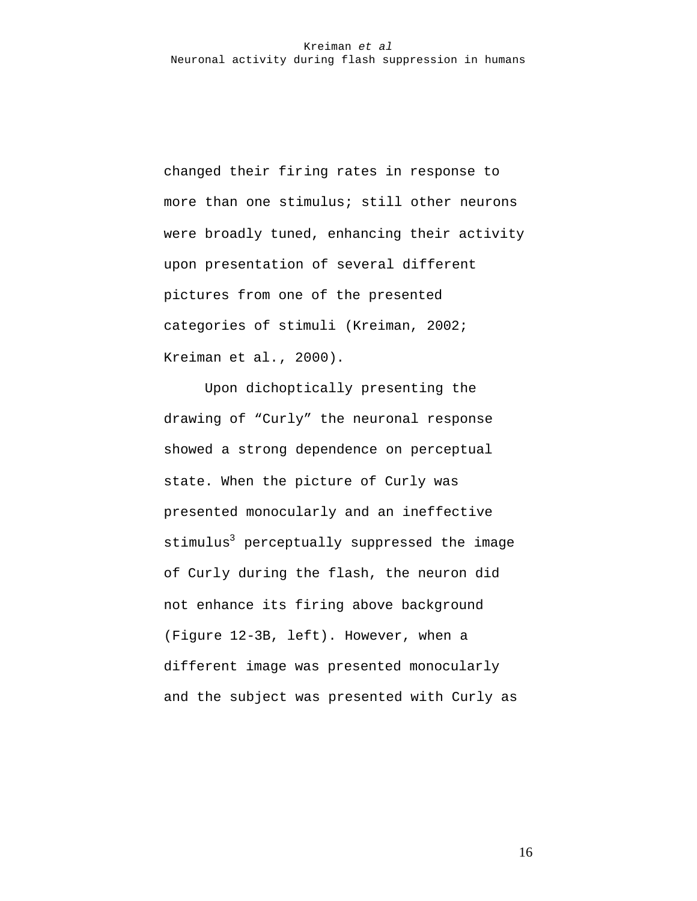changed their firing rates in response to more than one stimulus; still other neurons were broadly tuned, enhancing their activity upon presentation of several different pictures from one of the presented categories of stimuli (Kreiman, 2002; Kreiman et al., 2000).

Upon dichoptically presenting the drawing of "Curly" the neuronal response showed a strong dependence on perceptual state. When the picture of Curly was presented monocularly and an ineffective stimulus[3] perceptually suppressed the image of Curly during the flash, the neuron did not enhance its firing above background (Figure 12-3B, left). However, when a different image was presented monocularly and the subject was presented with Curly as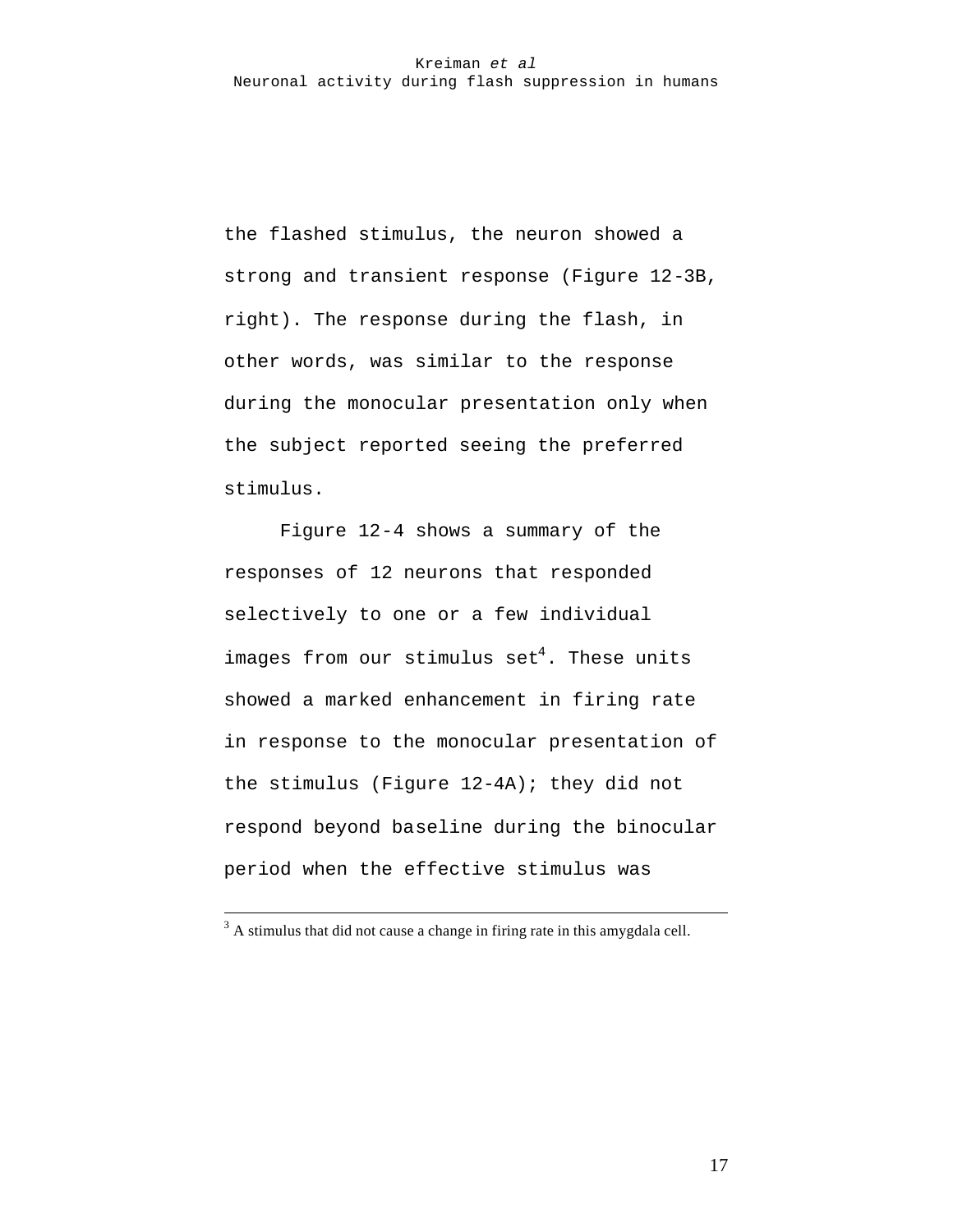the flashed stimulus, the neuron showed a strong and transient response (Figure 12-3B, right). The response during the flash, in other words, was similar to the response during the monocular presentation only when the subject reported seeing the preferred stimulus.

Figure 12-4 shows a summary of the responses of 12 neurons that responded selectively to one or a few individual images from our stimulus set[4]. These units showed a marked enhancement in firing rate in response to the monocular presentation of the stimulus (Figure 12-4A); they did not respond beyond baseline during the binocular period when the effective stimulus was

---

[3] A stimulus that did not cause a change in firing rate in this amygdala cell.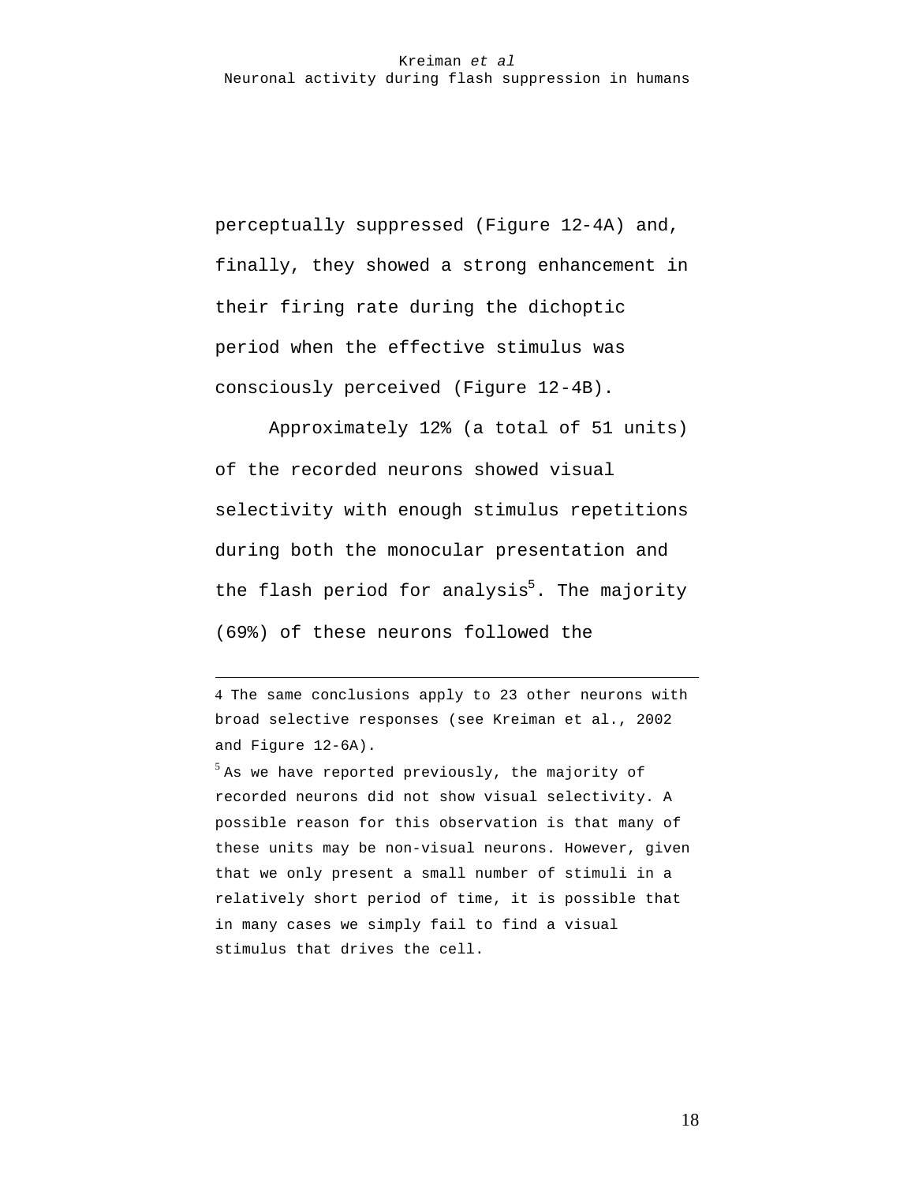perceptually suppressed (Figure 12-4A) and, finally, they showed a strong enhancement in their firing rate during the dichoptic period when the effective stimulus was consciously perceived (Figure 12-4B).

Approximately 12% (a total of 51 units) of the recorded neurons showed visual selectivity with enough stimulus repetitions during both the monocular presentation and the flash period for analysis[5]. The majority (69%) of these neurons followed the

---

4 The same conclusions apply to 23 other neurons with broad selective responses (see Kreiman et al., 2002 and Figure 12-6A).

5 As we have reported previously, the majority of recorded neurons did not show visual selectivity. A possible reason for this observation is that many of these units may be non-visual neurons. However, given that we only present a small number of stimuli in a relatively short period of time, it is possible that in many cases we simply fail to find a visual stimulus that drives the cell.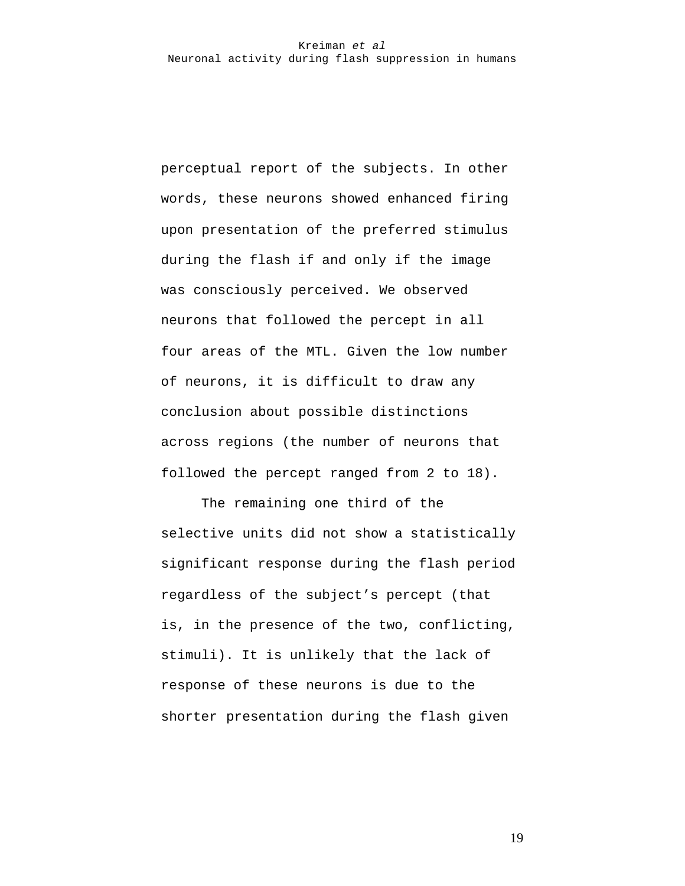perceptual report of the subjects. In other words, these neurons showed enhanced firing upon presentation of the preferred stimulus during the flash if and only if the image was consciously perceived. We observed neurons that followed the percept in all four areas of the MTL. Given the low number of neurons, it is difficult to draw any conclusion about possible distinctions across regions (the number of neurons that followed the percept ranged from 2 to 18).

The remaining one third of the selective units did not show a statistically significant response during the flash period regardless of the subject's percept (that is, in the presence of the two, conflicting, stimuli). It is unlikely that the lack of response of these neurons is due to the shorter presentation during the flash given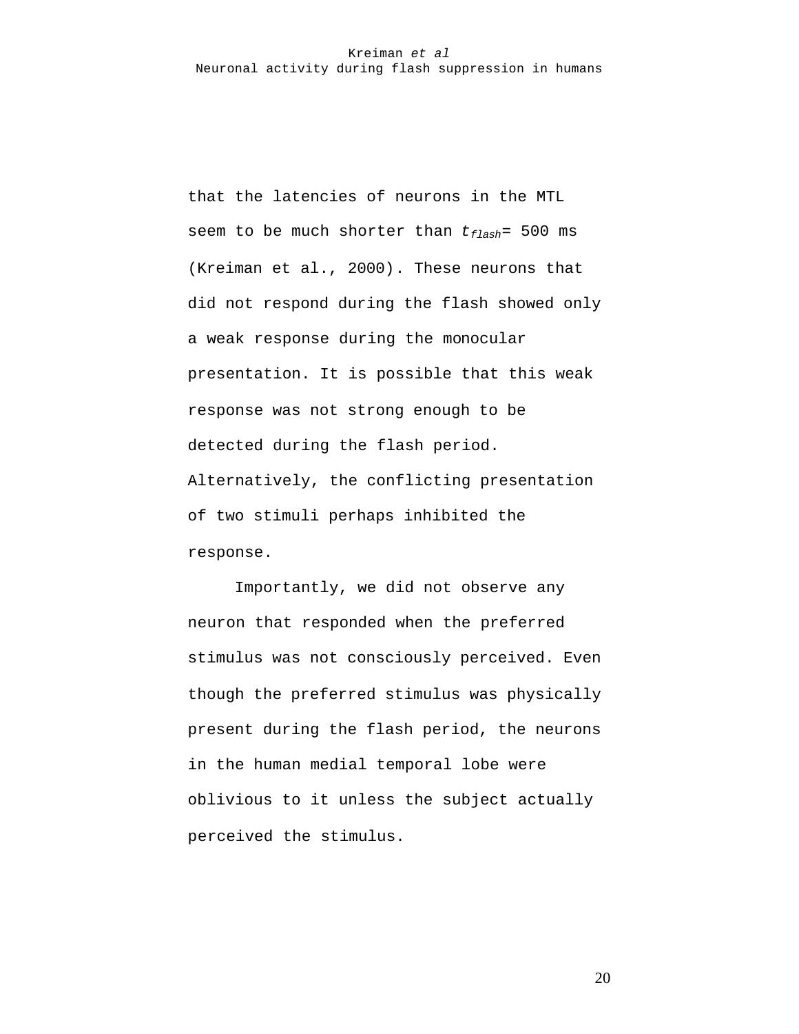that the latencies of neurons in the MTL seem to be much shorter than $t_{flash}$= 500 ms (Kreiman et al., 2000). These neurons that did not respond during the flash showed only a weak response during the monocular presentation. It is possible that this weak response was not strong enough to be detected during the flash period. Alternatively, the conflicting presentation of two stimuli perhaps inhibited the response.

Importantly, we did not observe any neuron that responded when the preferred stimulus was not consciously perceived. Even though the preferred stimulus was physically present during the flash period, the neurons in the human medial temporal lobe were oblivious to it unless the subject actually perceived the stimulus.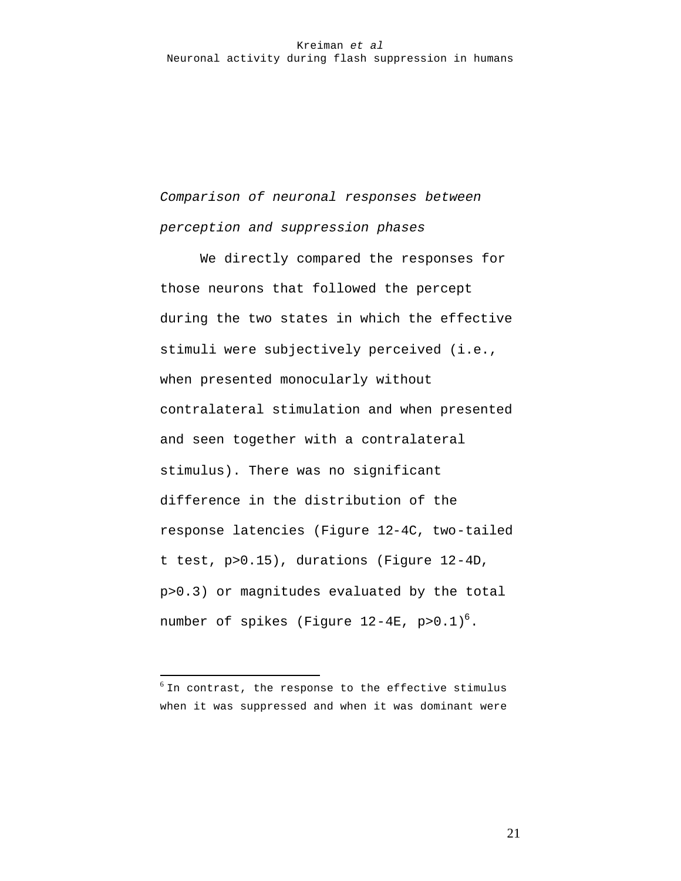*Comparison of neuronal responses between perception and suppression phases*

We directly compared the responses for those neurons that followed the percept during the two states in which the effective stimuli were subjectively perceived (i.e., when presented monocularly without contralateral stimulation and when presented and seen together with a contralateral stimulus). There was no significant difference in the distribution of the response latencies (Figure 12-4C, two-tailed t test, $p>0.15$), durations (Figure 12-4D, $p>0.3$) or magnitudes evaluated by the total number of spikes (Figure 12-4E, $p>0.1$)[6].

---

[6] In contrast, the response to the effective stimulus when it was suppressed and when it was dominant were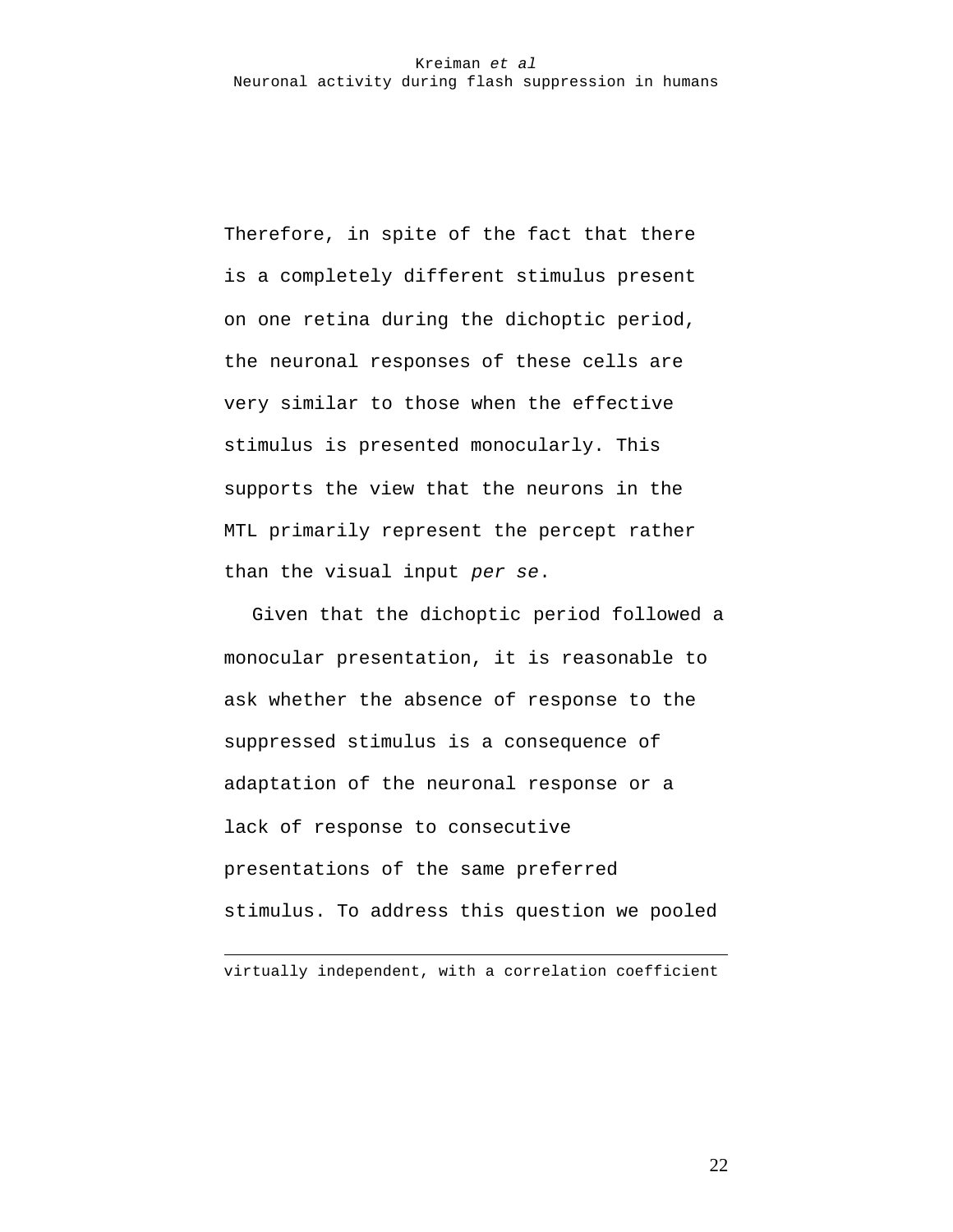Therefore, in spite of the fact that there is a completely different stimulus present on one retina during the dichoptic period, the neuronal responses of these cells are very similar to those when the effective stimulus is presented monocularly. This supports the view that the neurons in the MTL primarily represent the percept rather than the visual input *per se*.

Given that the dichoptic period followed a monocular presentation, it is reasonable to ask whether the absence of response to the suppressed stimulus is a consequence of adaptation of the neuronal response or a lack of response to consecutive presentations of the same preferred stimulus. To address this question we pooled

---

virtually independent, with a correlation coefficient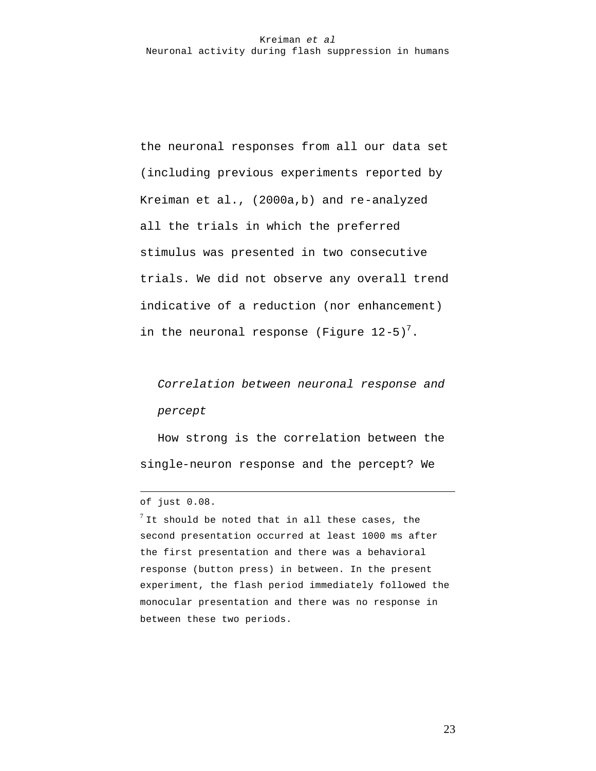the neuronal responses from all our data set (including previous experiments reported by Kreiman et al., (2000a,b) and re-analyzed all the trials in which the preferred stimulus was presented in two consecutive trials. We did not observe any overall trend indicative of a reduction (nor enhancement) in the neuronal response (Figure 12-5)[7].

*Correlation between neuronal response and percept*

How strong is the correlation between the single-neuron response and the percept? We

---

of just 0.08.

[7] It should be noted that in all these cases, the second presentation occurred at least 1000 ms after the first presentation and there was a behavioral response (button press) in between. In the present experiment, the flash period immediately followed the monocular presentation and there was no response in between these two periods.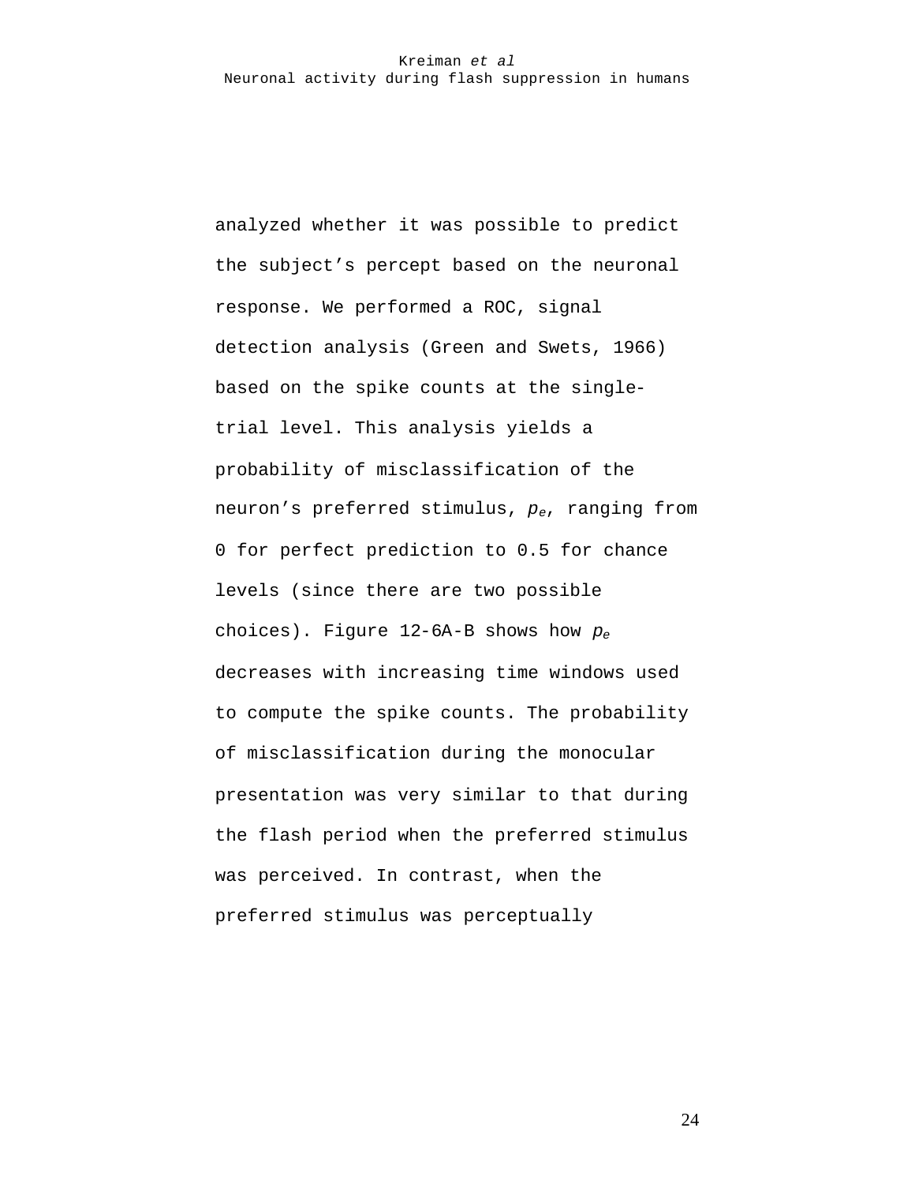analyzed whether it was possible to predict the subject's percept based on the neuronal response. We performed a ROC, signal detection analysis (Green and Swets, 1966) based on the spike counts at the single-trial level. This analysis yields a probability of misclassification of the neuron's preferred stimulus, $p_e$, ranging from 0 for perfect prediction to 0.5 for chance levels (since there are two possible choices). Figure 12-6A-B shows how $p_e$ decreases with increasing time windows used to compute the spike counts. The probability of misclassification during the monocular presentation was very similar to that during the flash period when the preferred stimulus was perceived. In contrast, when the preferred stimulus was perceptually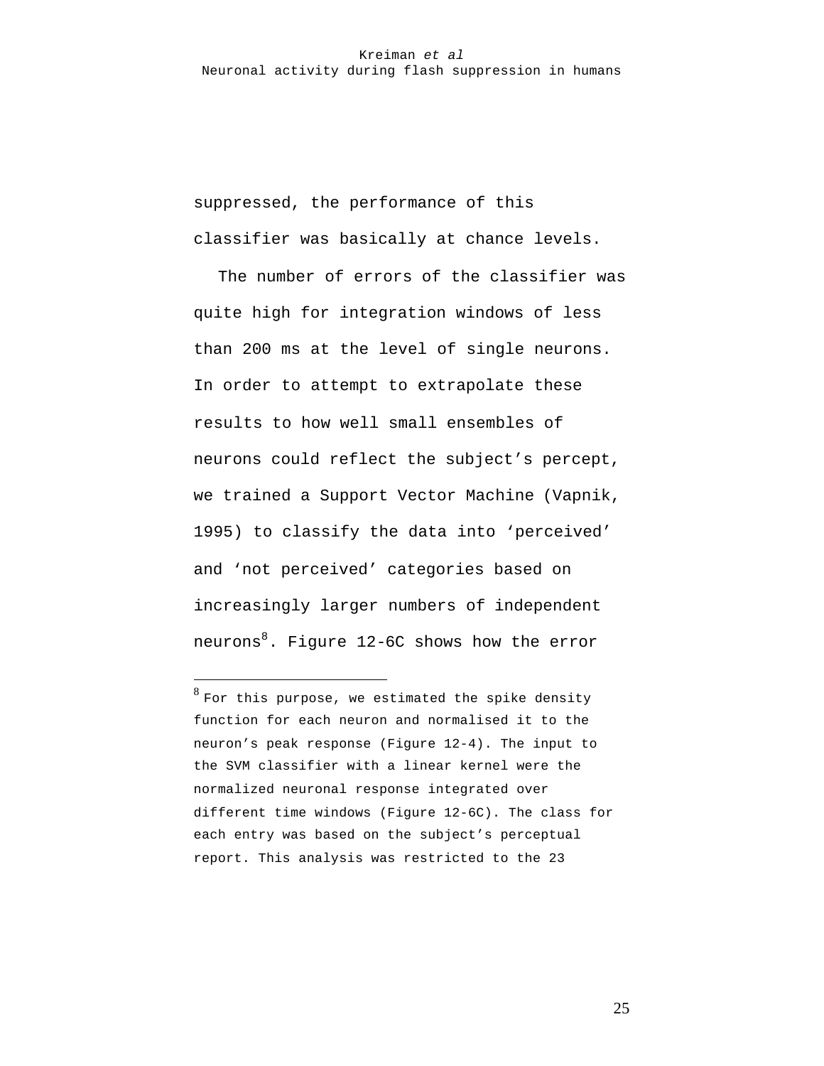suppressed, the performance of this classifier was basically at chance levels.

The number of errors of the classifier was quite high for integration windows of less than 200 ms at the level of single neurons. In order to attempt to extrapolate these results to how well small ensembles of neurons could reflect the subject’s percept, we trained a Support Vector Machine (Vapnik, 1995) to classify the data into ‘perceived’ and ‘not perceived’ categories based on increasingly larger numbers of independent neurons[8]. Figure 12-6C shows how the error

---

[8] For this purpose, we estimated the spike density function for each neuron and normalised it to the neuron’s peak response (Figure 12-4). The input to the SVM classifier with a linear kernel were the normalized neuronal response integrated over different time windows (Figure 12-6C). The class for each entry was based on the subject’s perceptual report. This analysis was restricted to the 23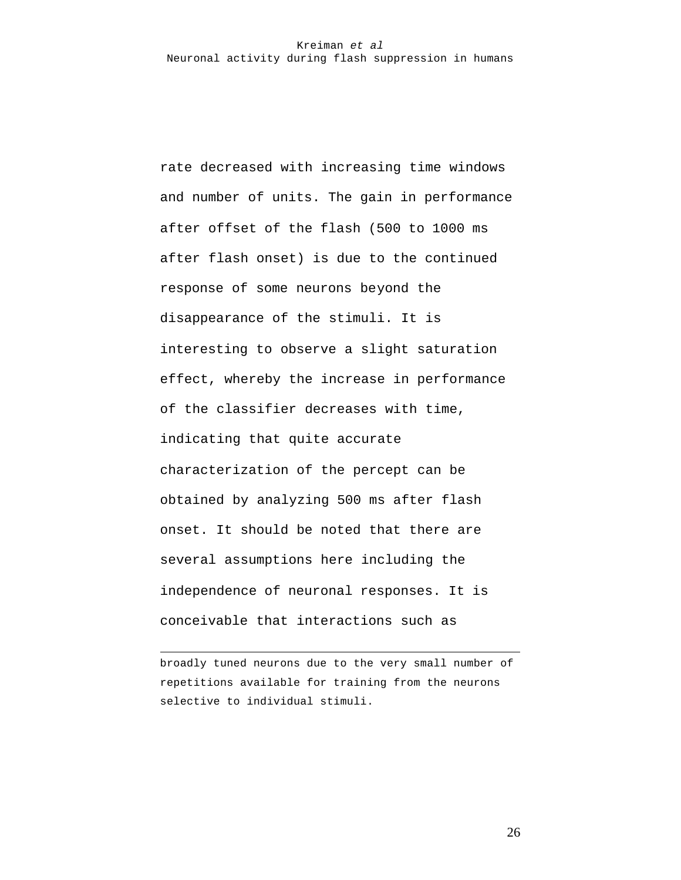rate decreased with increasing time windows and number of units. The gain in performance after offset of the flash (500 to 1000 ms after flash onset) is due to the continued response of some neurons beyond the disappearance of the stimuli. It is interesting to observe a slight saturation effect, whereby the increase in performance of the classifier decreases with time, indicating that quite accurate characterization of the percept can be obtained by analyzing 500 ms after flash onset. It should be noted that there are several assumptions here including the independence of neuronal responses. It is conceivable that interactions such as

---

broadly tuned neurons due to the very small number of repetitions available for training from the neurons selective to individual stimuli.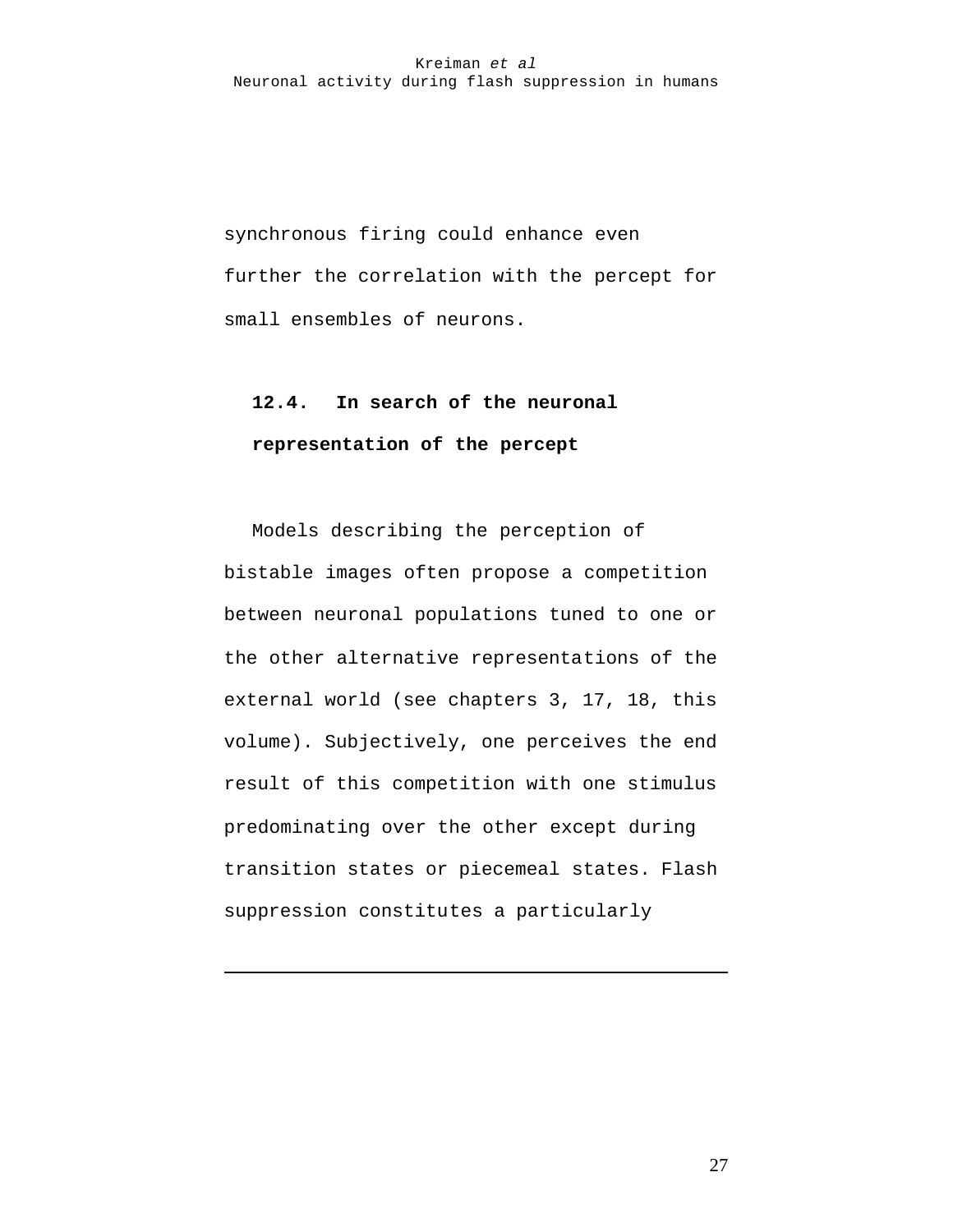synchronous firing could enhance even further the correlation with the percept for small ensembles of neurons.

## 12.4. In search of the neuronal representation of the percept

Models describing the perception of bistable images often propose a competition between neuronal populations tuned to one or the other alternative representations of the external world (see chapters 3, 17, 18, this volume). Subjectively, one perceives the end result of this competition with one stimulus predominating over the other except during transition states or piecemeal states. Flash suppression constitutes a particularly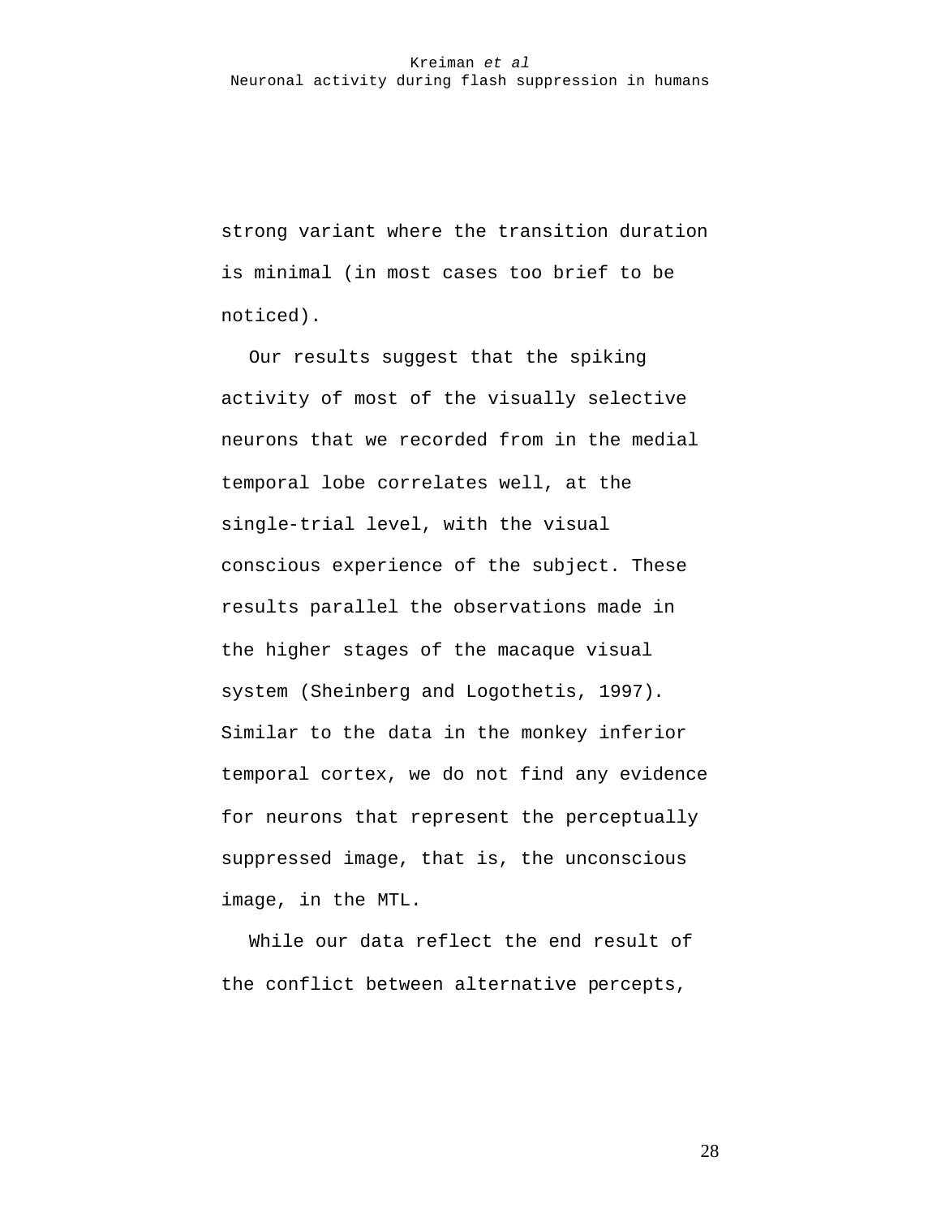strong variant where the transition duration is minimal (in most cases too brief to be noticed).

Our results suggest that the spiking activity of most of the visually selective neurons that we recorded from in the medial temporal lobe correlates well, at the single-trial level, with the visual conscious experience of the subject. These results parallel the observations made in the higher stages of the macaque visual system (Sheinberg and Logothetis, 1997). Similar to the data in the monkey inferior temporal cortex, we do not find any evidence for neurons that represent the perceptually suppressed image, that is, the unconscious image, in the MTL.

While our data reflect the end result of the conflict between alternative percepts,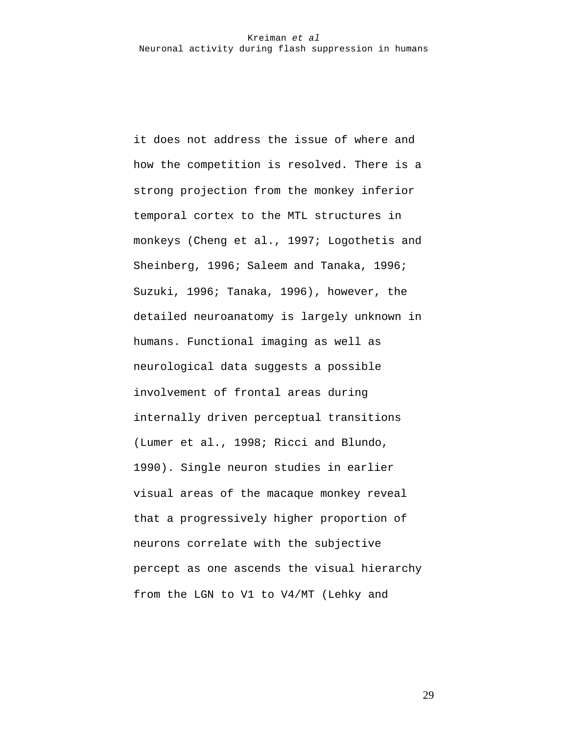it does not address the issue of where and how the competition is resolved. There is a strong projection from the monkey inferior temporal cortex to the MTL structures in monkeys (Cheng et al., 1997; Logothetis and Sheinberg, 1996; Saleem and Tanaka, 1996; Suzuki, 1996; Tanaka, 1996), however, the detailed neuroanatomy is largely unknown in humans. Functional imaging as well as neurological data suggests a possible involvement of frontal areas during internally driven perceptual transitions (Lumer et al., 1998; Ricci and Blundo, 1990). Single neuron studies in earlier visual areas of the macaque monkey reveal that a progressively higher proportion of neurons correlate with the subjective percept as one ascends the visual hierarchy from the LGN to V1 to V4/MT (Lehky and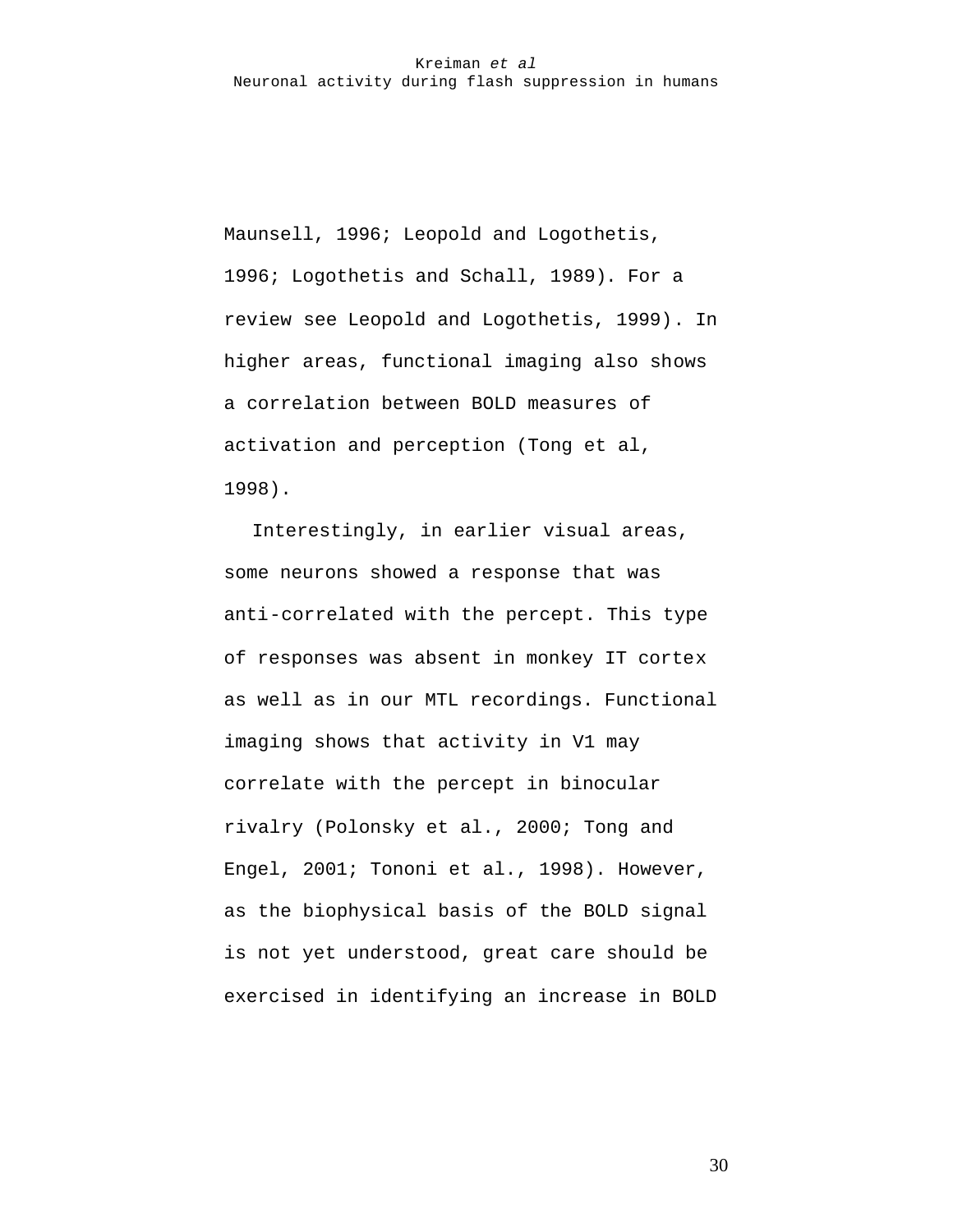Maunsell, 1996; Leopold and Logothetis, 1996; Logothetis and Schall, 1989). For a review see Leopold and Logothetis, 1999). In higher areas, functional imaging also shows a correlation between BOLD measures of activation and perception (Tong et al, 1998).

Interestingly, in earlier visual areas, some neurons showed a response that was anti-correlated with the percept. This type of responses was absent in monkey IT cortex as well as in our MTL recordings. Functional imaging shows that activity in V1 may correlate with the percept in binocular rivalry (Polonsky et al., 2000; Tong and Engel, 2001; Tononi et al., 1998). However, as the biophysical basis of the BOLD signal is not yet understood, great care should be exercised in identifying an increase in BOLD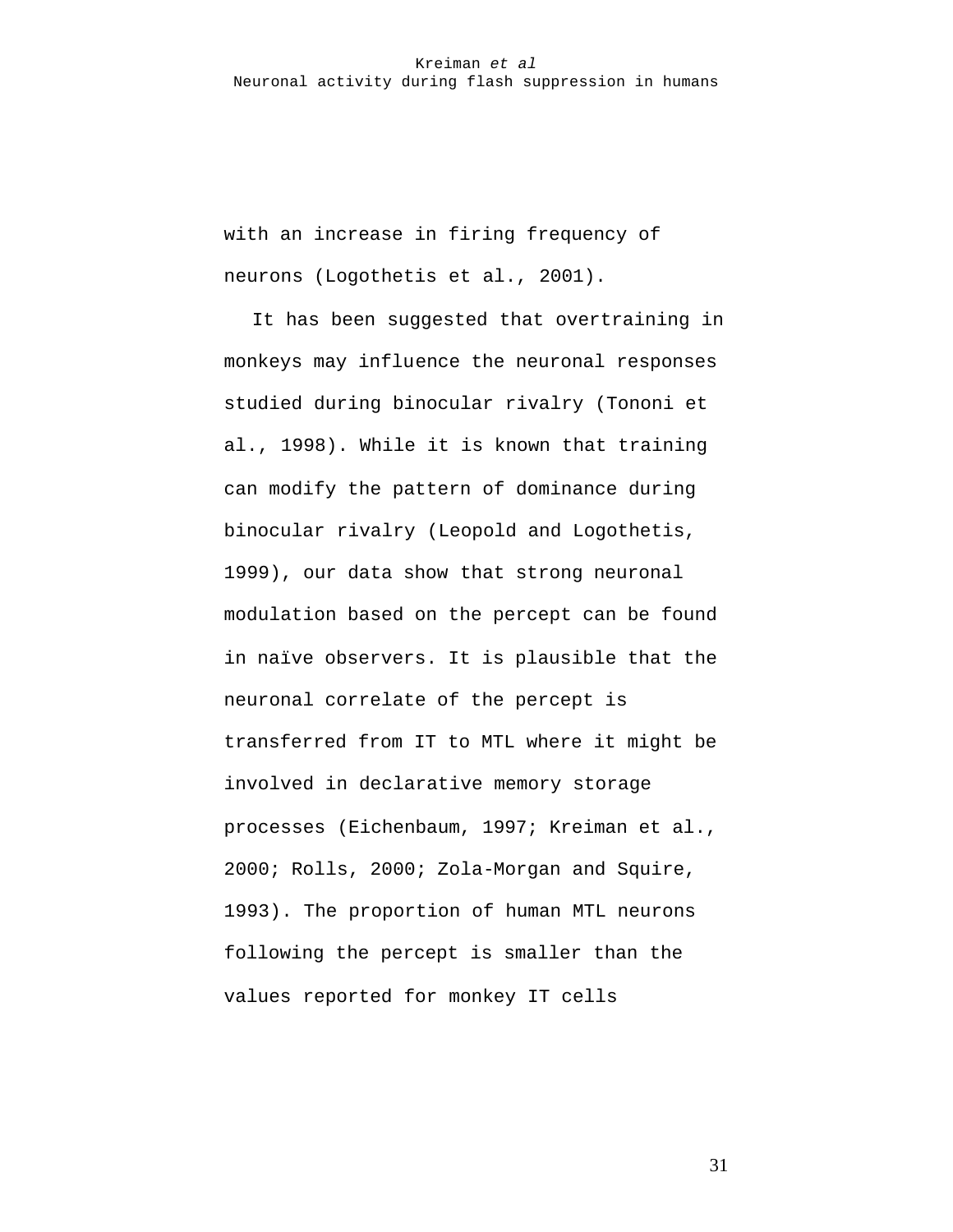with an increase in firing frequency of neurons (Logothetis et al., 2001).

It has been suggested that overtraining in monkeys may influence the neuronal responses studied during binocular rivalry (Tononi et al., 1998). While it is known that training can modify the pattern of dominance during binocular rivalry (Leopold and Logothetis, 1999), our data show that strong neuronal modulation based on the percept can be found in naïve observers. It is plausible that the neuronal correlate of the percept is transferred from IT to MTL where it might be involved in declarative memory storage processes (Eichenbaum, 1997; Kreiman et al., 2000; Rolls, 2000; Zola-Morgan and Squire, 1993). The proportion of human MTL neurons following the percept is smaller than the values reported for monkey IT cells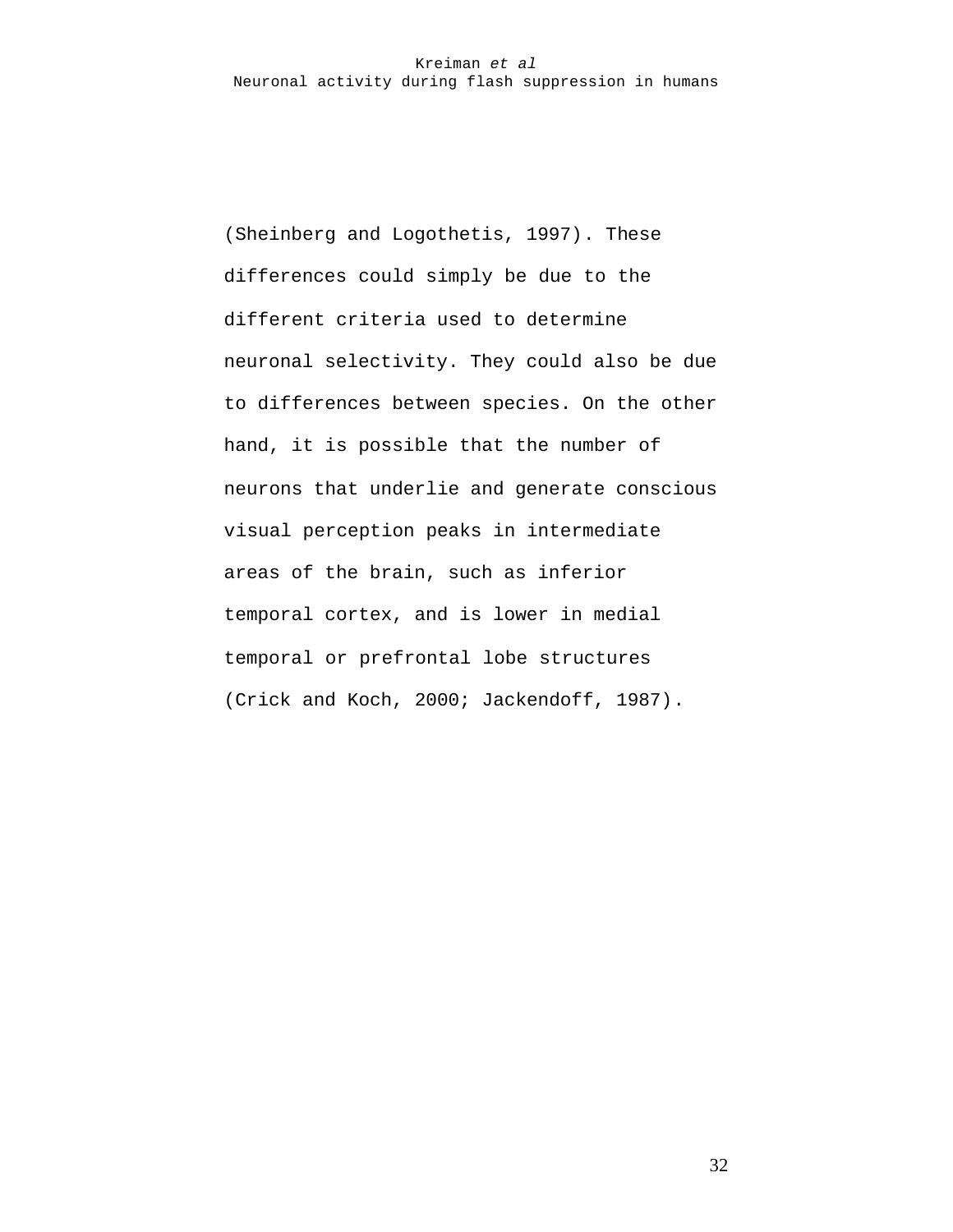(Sheinberg and Logothetis, 1997). These differences could simply be due to the different criteria used to determine neuronal selectivity. They could also be due to differences between species. On the other hand, it is possible that the number of neurons that underlie and generate conscious visual perception peaks in intermediate areas of the brain, such as inferior temporal cortex, and is lower in medial temporal or prefrontal lobe structures (Crick and Koch, 2000; Jackendoff, 1987).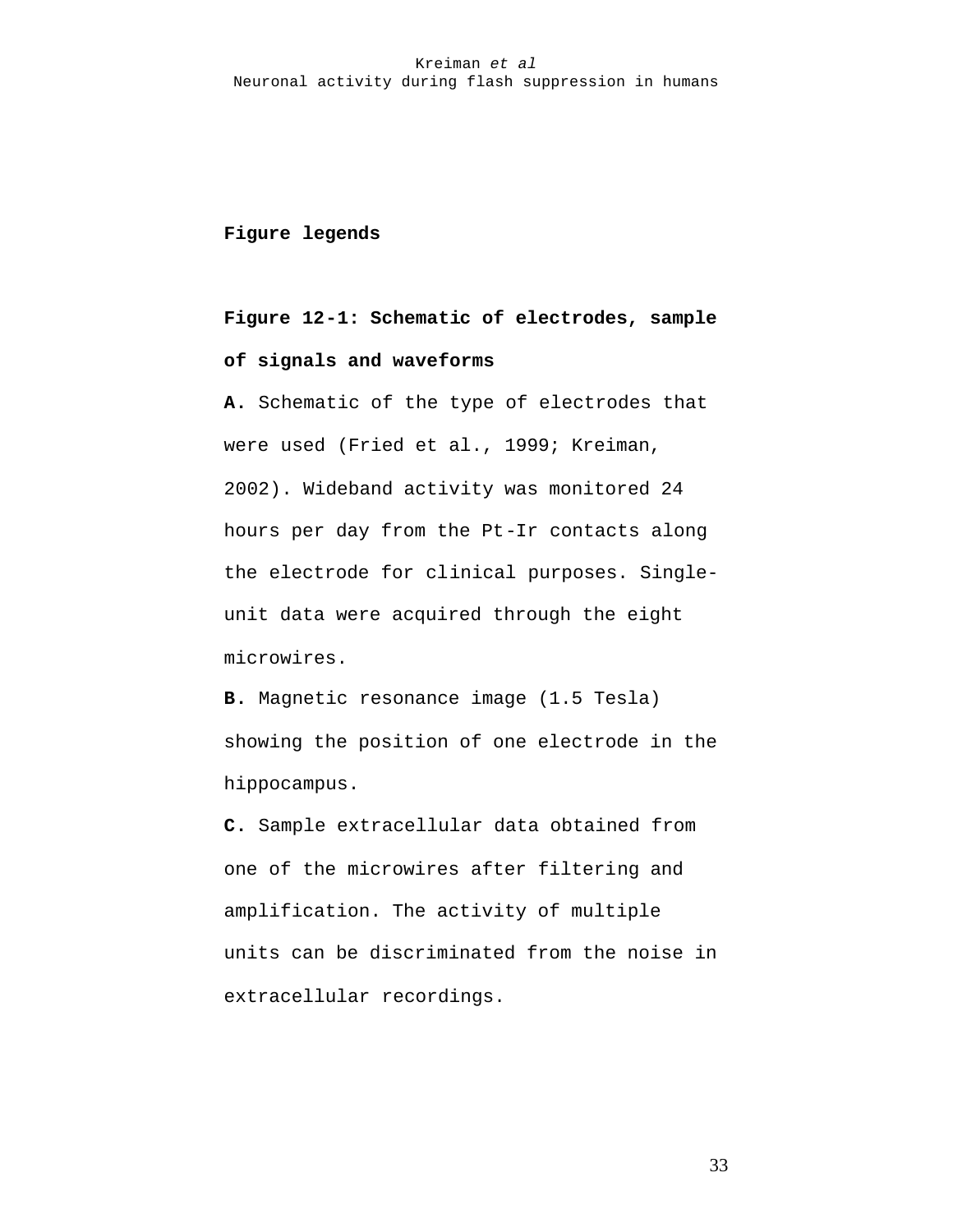## Figure legends

**Figure 12-1: Schematic of electrodes, sample of signals and waveforms**

**A.** Schematic of the type of electrodes that were used (Fried et al., 1999; Kreiman, 2002). Wideband activity was monitored 24 hours per day from the Pt-Ir contacts along the electrode for clinical purposes. Single-unit data were acquired through the eight microwires.

**B.** Magnetic resonance image (1.5 Tesla) showing the position of one electrode in the hippocampus.

**C.** Sample extracellular data obtained from one of the microwires after filtering and amplification. The activity of multiple units can be discriminated from the noise in extracellular recordings.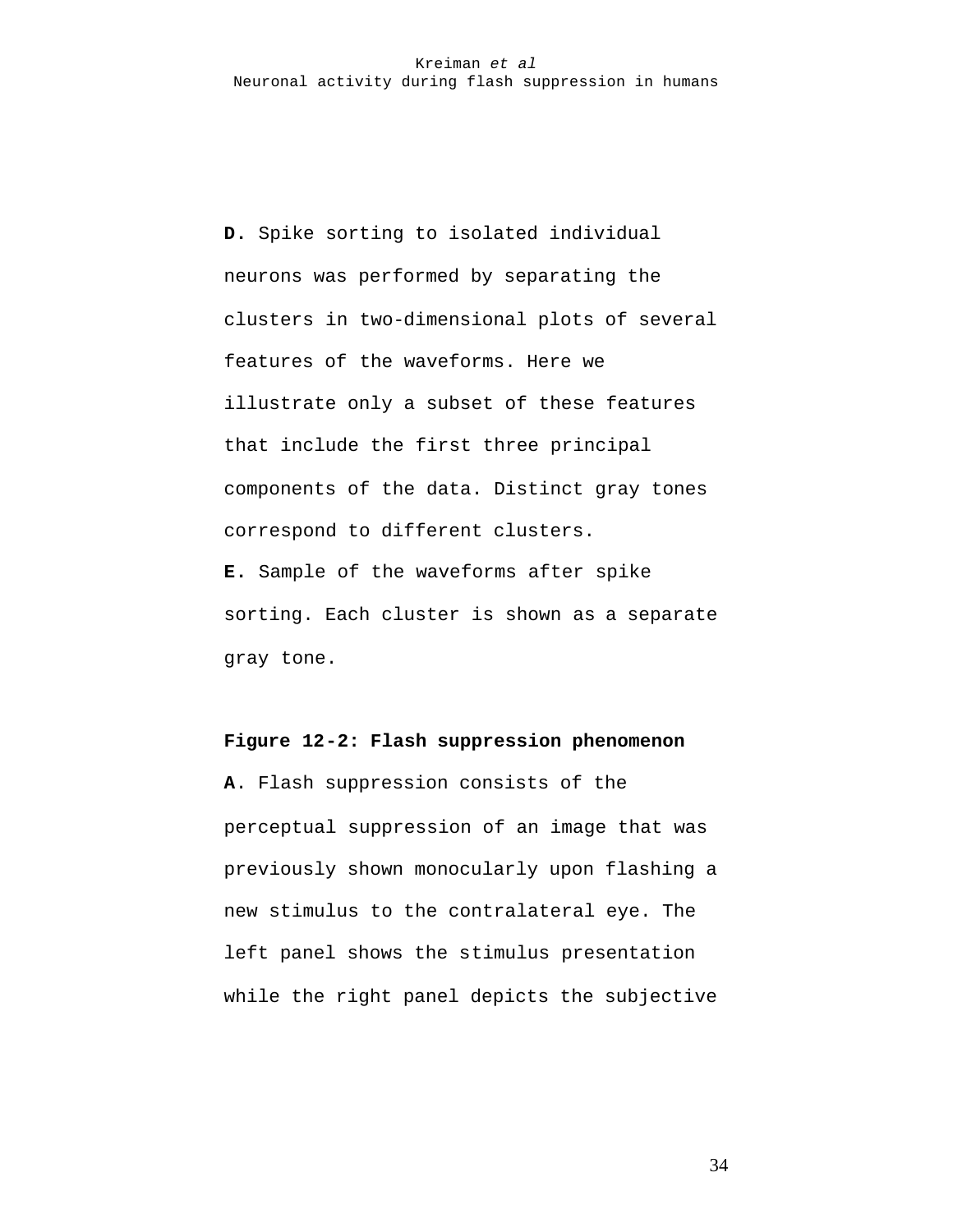**D.** Spike sorting to isolated individual neurons was performed by separating the clusters in two-dimensional plots of several features of the waveforms. Here we illustrate only a subset of these features that include the first three principal components of the data. Distinct gray tones correspond to different clusters.

**E.** Sample of the waveforms after spike sorting. Each cluster is shown as a separate gray tone.

**Figure 12-2: Flash suppression phenomenon**

**A**. Flash suppression consists of the perceptual suppression of an image that was previously shown monocularly upon flashing a new stimulus to the contralateral eye. The left panel shows the stimulus presentation while the right panel depicts the subjective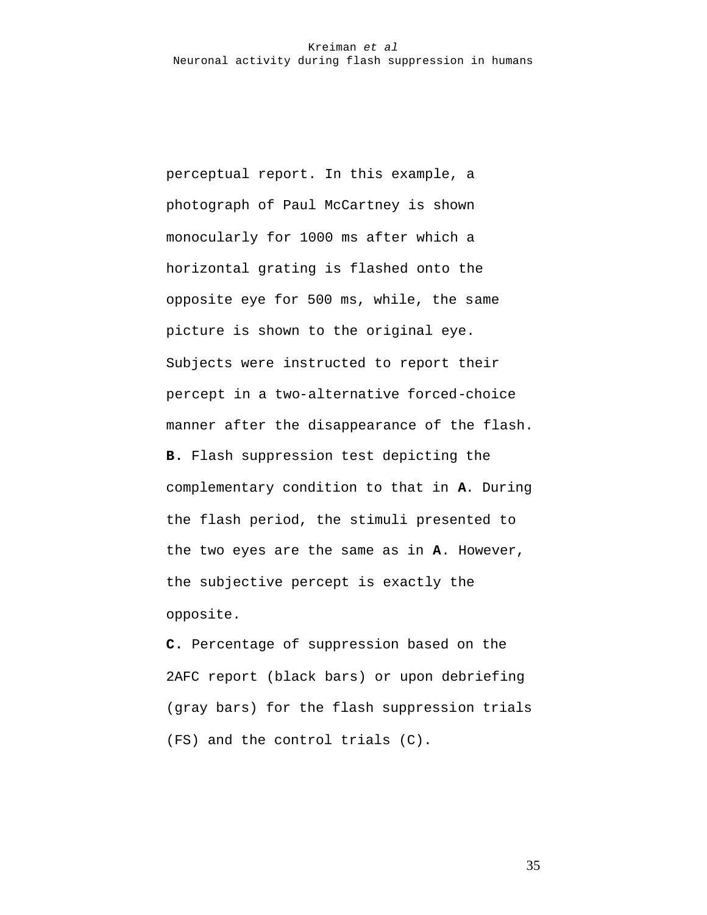perceptual report. In this example, a photograph of Paul McCartney is shown monocularly for 1000 ms after which a horizontal grating is flashed onto the opposite eye for 500 ms, while, the same picture is shown to the original eye. Subjects were instructed to report their percept in a two-alternative forced-choice manner after the disappearance of the flash.

**B.** Flash suppression test depicting the complementary condition to that in **A**. During the flash period, the stimuli presented to the two eyes are the same as in **A**. However, the subjective percept is exactly the opposite.

**C.** Percentage of suppression based on the 2AFC report (black bars) or upon debriefing (gray bars) for the flash suppression trials (FS) and the control trials (C).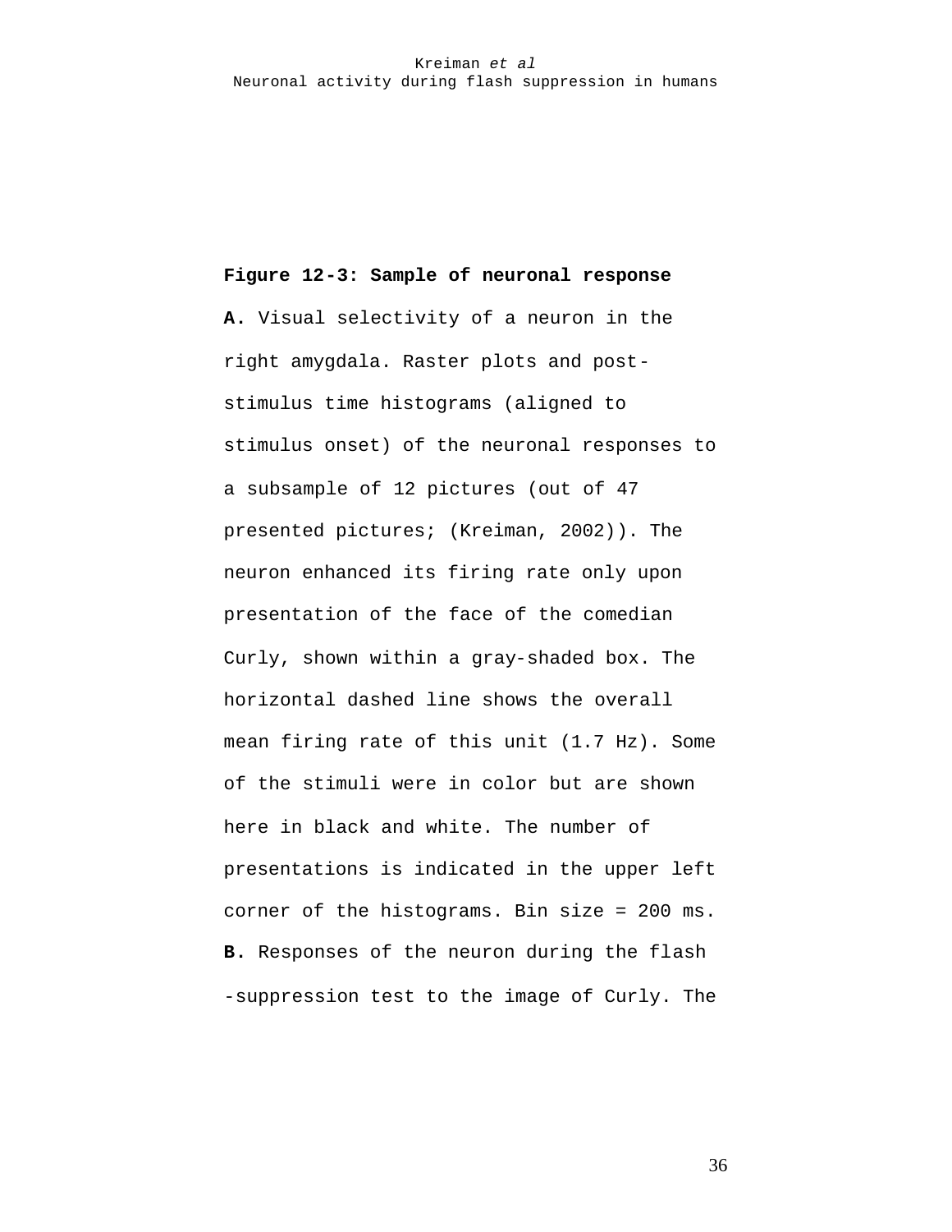**Figure 12-3: Sample of neuronal response**

**A.** Visual selectivity of a neuron in the right amygdala. Raster plots and post-stimulus time histograms (aligned to stimulus onset) of the neuronal responses to a subsample of 12 pictures (out of 47 presented pictures; (Kreiman, 2002)). The neuron enhanced its firing rate only upon presentation of the face of the comedian Curly, shown within a gray-shaded box. The horizontal dashed line shows the overall mean firing rate of this unit (1.7 Hz). Some of the stimuli were in color but are shown here in black and white. The number of presentations is indicated in the upper left corner of the histograms. Bin size = 200 ms. **B.** Responses of the neuron during the flash -suppression test to the image of Curly. The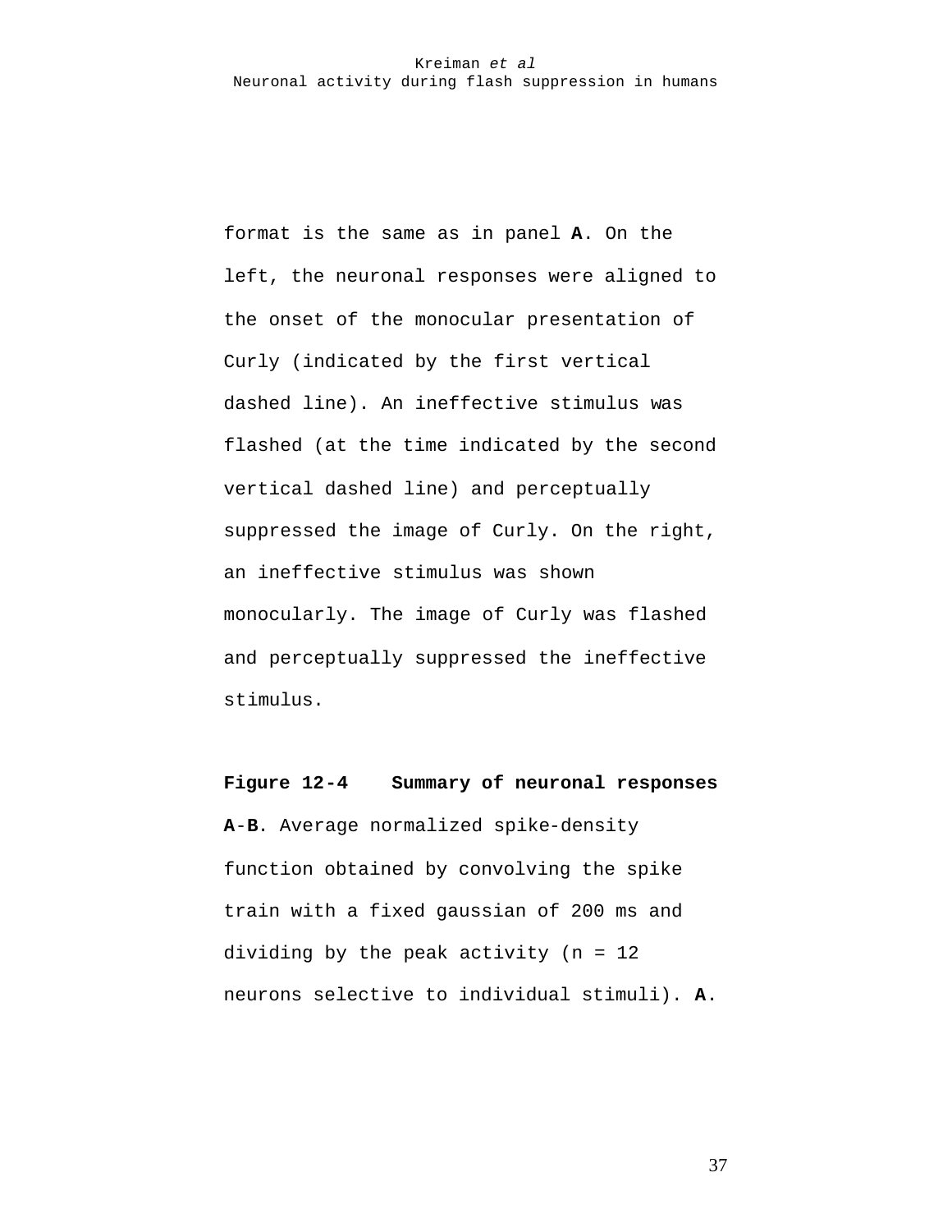format is the same as in panel **A**. On the left, the neuronal responses were aligned to the onset of the monocular presentation of Curly (indicated by the first vertical dashed line). An ineffective stimulus was flashed (at the time indicated by the second vertical dashed line) and perceptually suppressed the image of Curly. On the right, an ineffective stimulus was shown monocularly. The image of Curly was flashed and perceptually suppressed the ineffective stimulus.

**Figure 12-4 Summary of neuronal responses**

**A**-**B**. Average normalized spike-density function obtained by convolving the spike train with a fixed gaussian of 200 ms and dividing by the peak activity (n = 12 neurons selective to individual stimuli). **A**.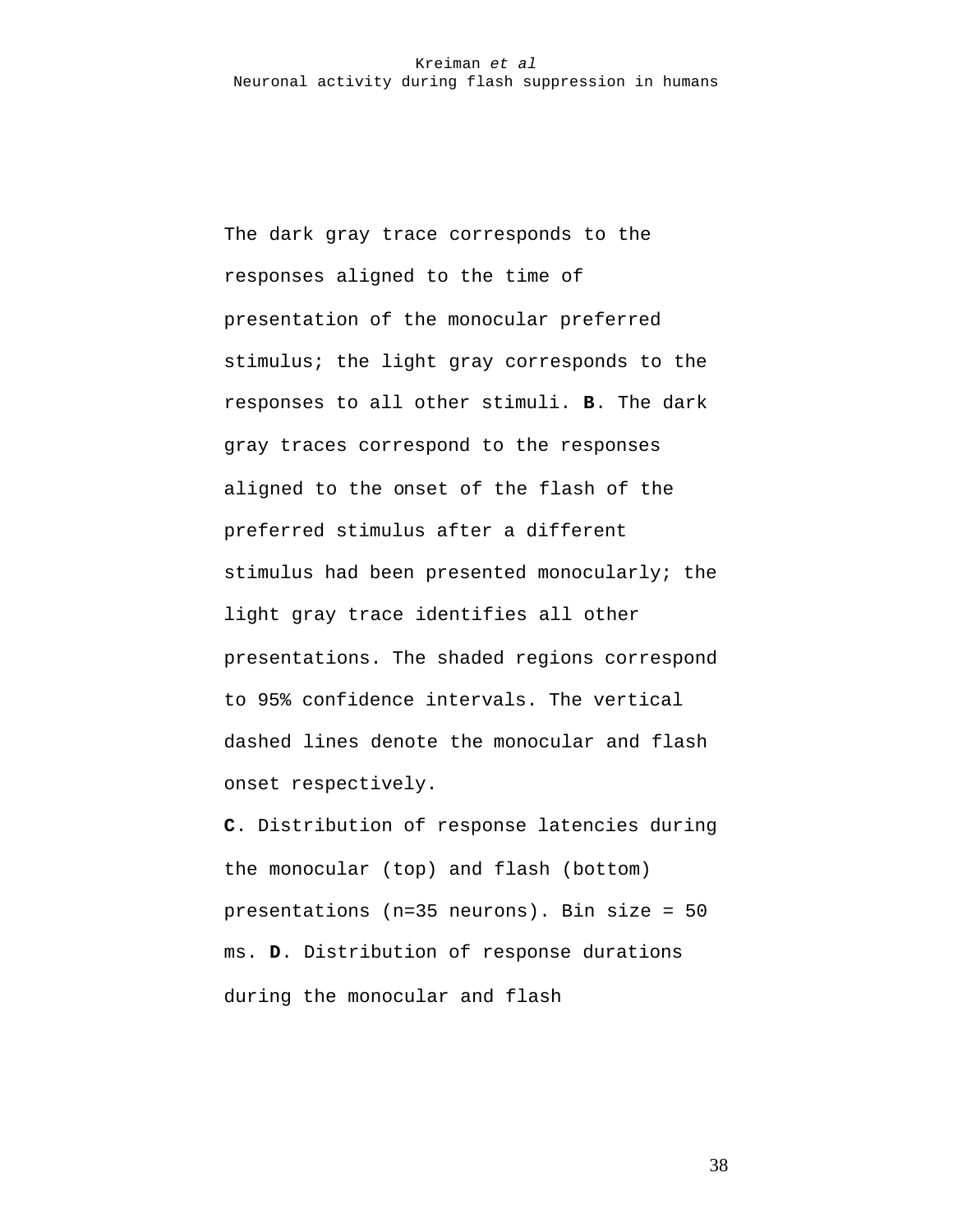The dark gray trace corresponds to the responses aligned to the time of presentation of the monocular preferred stimulus; the light gray corresponds to the responses to all other stimuli. **B**. The dark gray traces correspond to the responses aligned to the onset of the flash of the preferred stimulus after a different stimulus had been presented monocularly; the light gray trace identifies all other presentations. The shaded regions correspond to 95% confidence intervals. The vertical dashed lines denote the monocular and flash onset respectively.

**C**. Distribution of response latencies during the monocular (top) and flash (bottom) presentations (n=35 neurons). Bin size = 50 ms. **D**. Distribution of response durations during the monocular and flash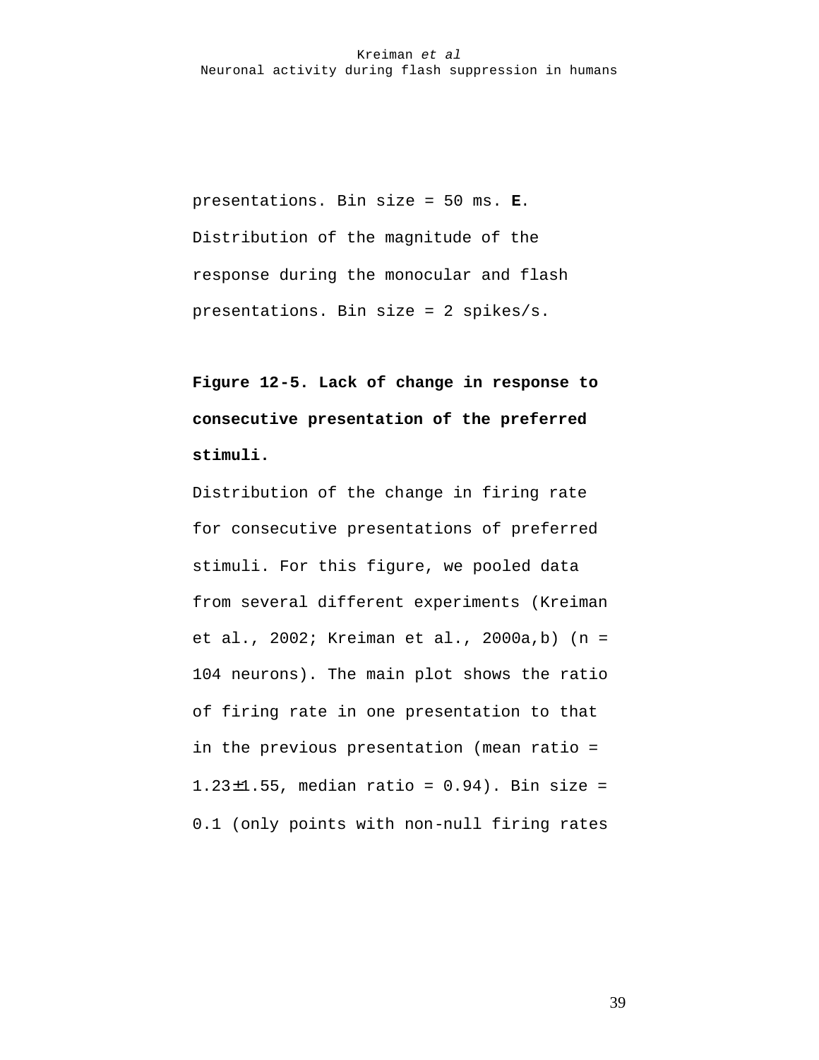presentations. Bin size = 50 ms. **E**. Distribution of the magnitude of the response during the monocular and flash presentations. Bin size = 2 spikes/s.

**Figure 12-5. Lack of change in response to consecutive presentation of the preferred stimuli.**

Distribution of the change in firing rate for consecutive presentations of preferred stimuli. For this figure, we pooled data from several different experiments (Kreiman et al., 2002; Kreiman et al., 2000a,b) (n = 104 neurons). The main plot shows the ratio of firing rate in one presentation to that in the previous presentation (mean ratio = $1.23 \pm 1.55$, median ratio = 0.94). Bin size = 0.1 (only points with non-null firing rates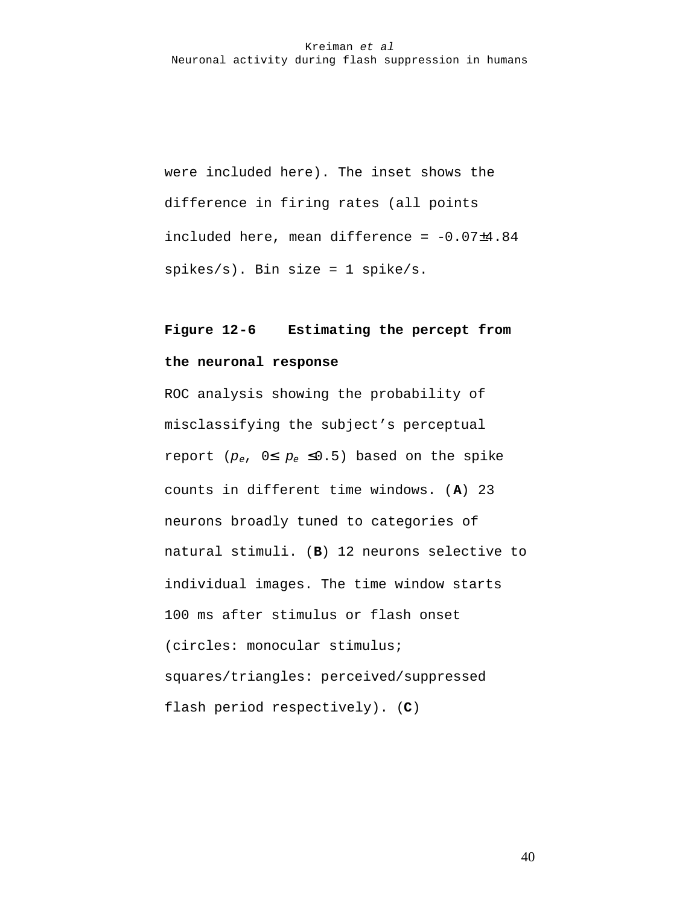were included here). The inset shows the difference in firing rates (all points included here, mean difference = -0.07±4.84 spikes/s). Bin size = 1 spike/s.

**Figure 12-6 Estimating the percept from the neuronal response**

ROC analysis showing the probability of misclassifying the subject's perceptual report ($p_e$, $0 \leq p_e \leq 0.5$) based on the spike counts in different time windows. (**A**) 23 neurons broadly tuned to categories of natural stimuli. (**B**) 12 neurons selective to individual images. The time window starts 100 ms after stimulus or flash onset (circles: monocular stimulus; squares/triangles: perceived/suppressed flash period respectively). (**C**)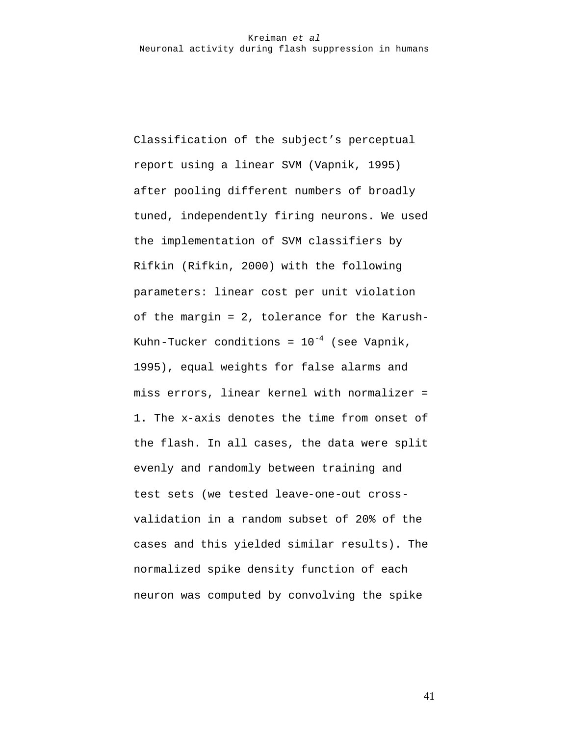Classification of the subject’s perceptual report using a linear SVM (Vapnik, 1995) after pooling different numbers of broadly tuned, independently firing neurons. We used the implementation of SVM classifiers by Rifkin (Rifkin, 2000) with the following parameters: linear cost per unit violation of the margin = 2, tolerance for the Karush-Kuhn-Tucker conditions = $10^{-4}$ (see Vapnik, 1995), equal weights for false alarms and miss errors, linear kernel with normalizer = 1. The x-axis denotes the time from onset of the flash. In all cases, the data were split evenly and randomly between training and test sets (we tested leave-one-out cross-validation in a random subset of 20% of the cases and this yielded similar results). The normalized spike density function of each neuron was computed by convolving the spike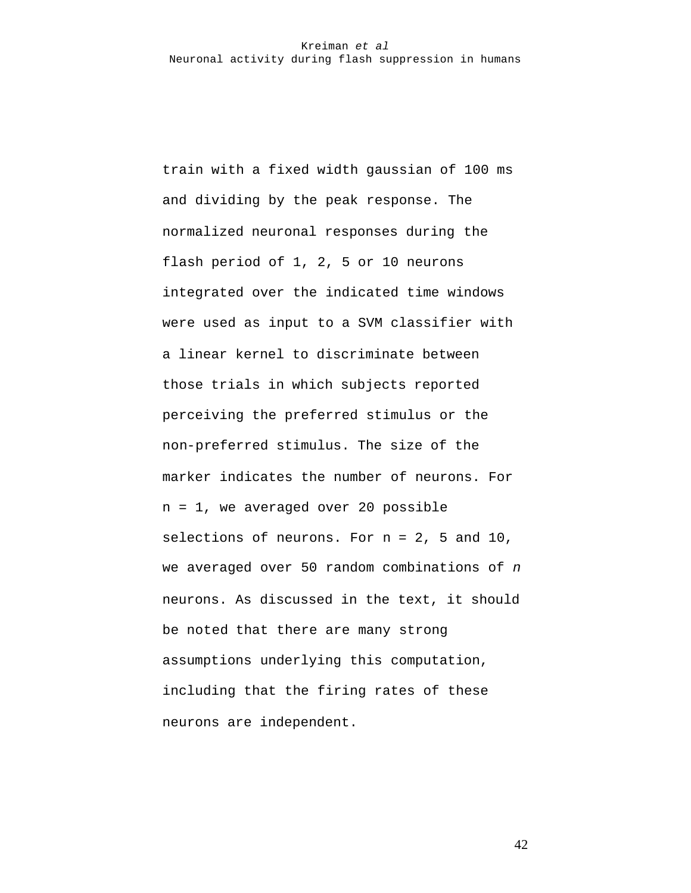train with a fixed width gaussian of 100 ms and dividing by the peak response. The normalized neuronal responses during the flash period of 1, 2, 5 or 10 neurons integrated over the indicated time windows were used as input to a SVM classifier with a linear kernel to discriminate between those trials in which subjects reported perceiving the preferred stimulus or the non-preferred stimulus. The size of the marker indicates the number of neurons. For n = 1, we averaged over 20 possible selections of neurons. For n = 2, 5 and 10, we averaged over 50 random combinations of *n* neurons. As discussed in the text, it should be noted that there are many strong assumptions underlying this computation, including that the firing rates of these neurons are independent.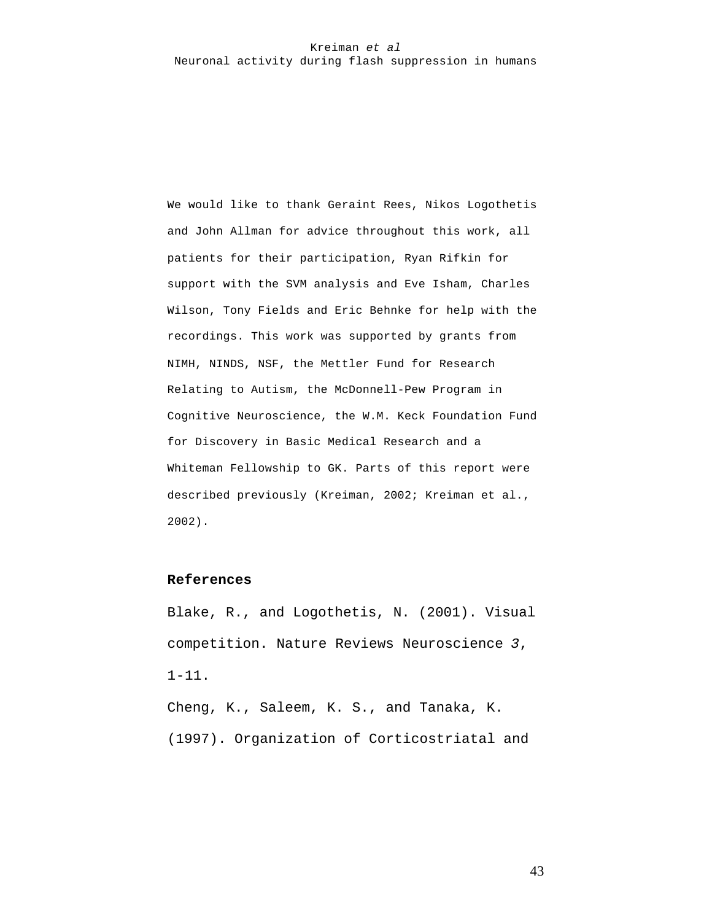We would like to thank Geraint Rees, Nikos Logothetis and John Allman for advice throughout this work, all patients for their participation, Ryan Rifkin for support with the SVM analysis and Eve Isham, Charles Wilson, Tony Fields and Eric Behnke for help with the recordings. This work was supported by grants from NIMH, NINDS, NSF, the Mettler Fund for Research Relating to Autism, the McDonnell-Pew Program in Cognitive Neuroscience, the W.M. Keck Foundation Fund for Discovery in Basic Medical Research and a Whiteman Fellowship to GK. Parts of this report were described previously (Kreiman, 2002; Kreiman et al., 2002).

**References**

Blake, R., and Logothetis, N. (2001). Visual competition. Nature Reviews Neuroscience *3*, 1-11.

Cheng, K., Saleem, K. S., and Tanaka, K. (1997). Organization of Corticostriatal and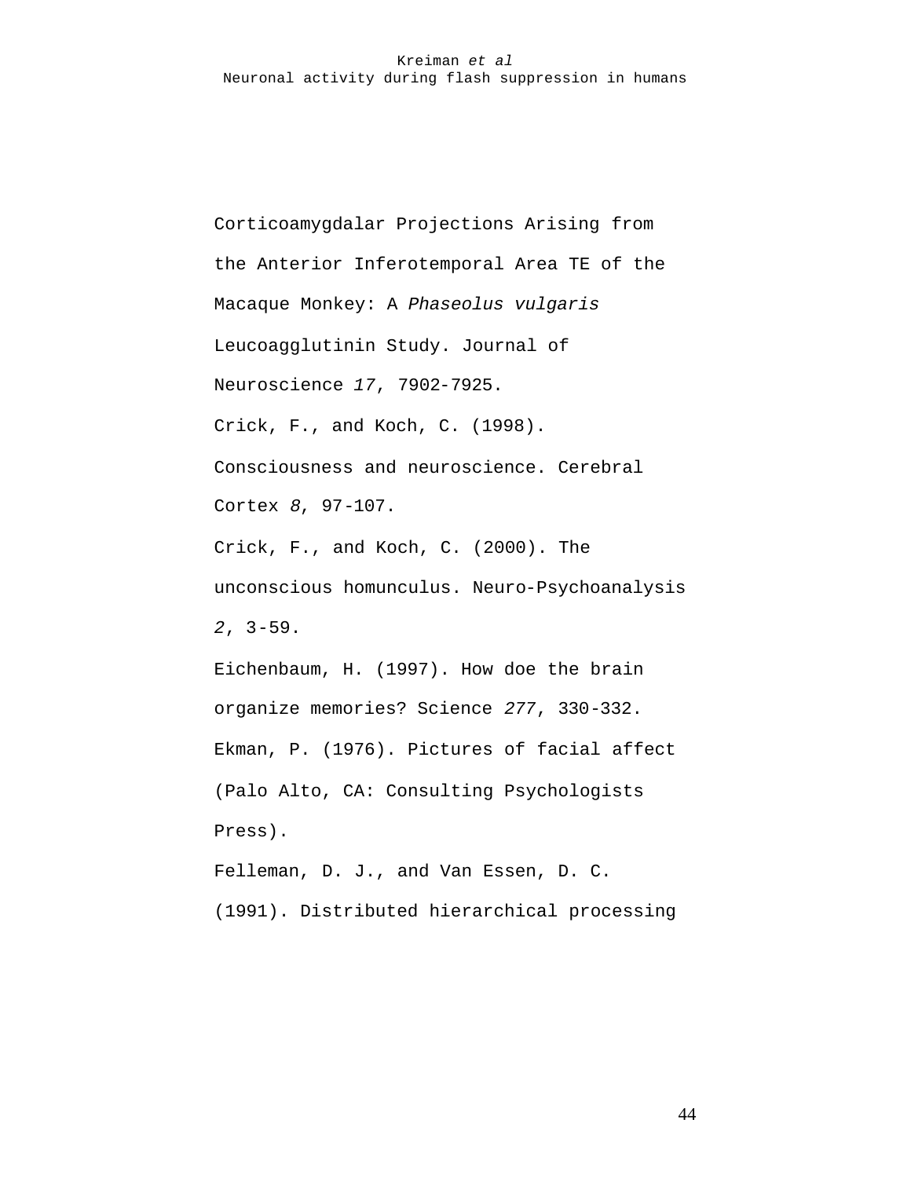Corticoamygdalar Projections Arising from the Anterior Inferotemporal Area TE of the Macaque Monkey: A *Phaseolus vulgaris* Leucoagglutinin Study. Journal of Neuroscience *17*, 7902-7925.

Crick, F., and Koch, C. (1998). Consciousness and neuroscience. Cerebral Cortex *8*, 97-107.

Crick, F., and Koch, C. (2000). The unconscious homunculus. Neuro-Psychoanalysis *2*, 3-59.

Eichenbaum, H. (1997). How doe the brain organize memories? Science *277*, 330-332.

Ekman, P. (1976). Pictures of facial affect (Palo Alto, CA: Consulting Psychologists Press).

Felleman, D. J., and Van Essen, D. C. (1991). Distributed hierarchical processing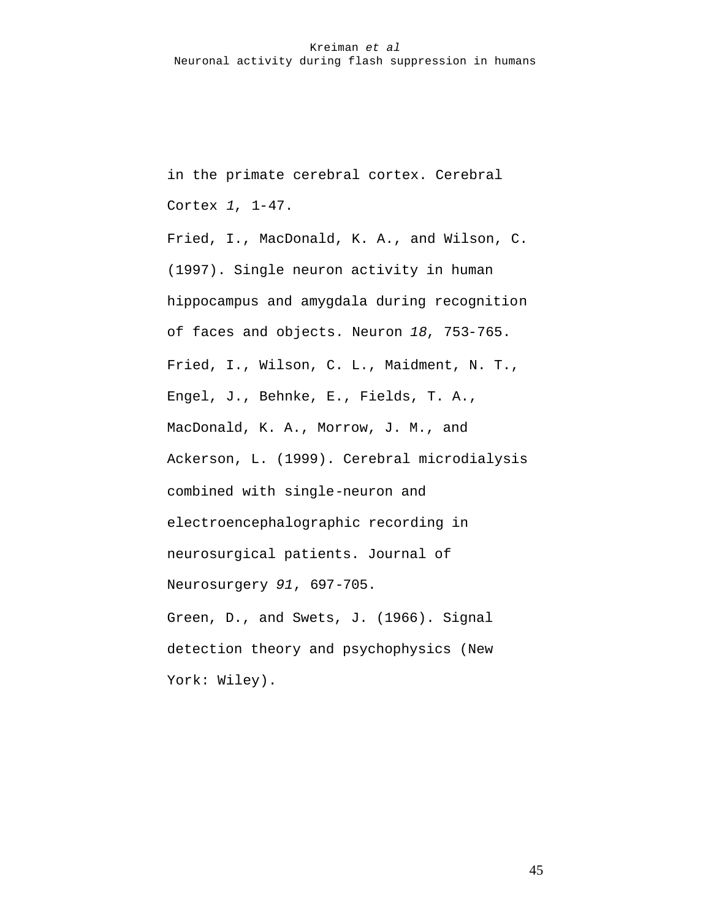in the primate cerebral cortex. Cerebral Cortex *1*, 1-47.

Fried, I., MacDonald, K. A., and Wilson, C. (1997). Single neuron activity in human hippocampus and amygdala during recognition of faces and objects. Neuron *18*, 753-765.

Fried, I., Wilson, C. L., Maidment, N. T., Engel, J., Behnke, E., Fields, T. A., MacDonald, K. A., Morrow, J. M., and Ackerson, L. (1999). Cerebral microdialysis combined with single-neuron and electroencephalographic recording in neurosurgical patients. Journal of Neurosurgery *91*, 697-705.

Green, D., and Swets, J. (1966). Signal detection theory and psychophysics (New York: Wiley).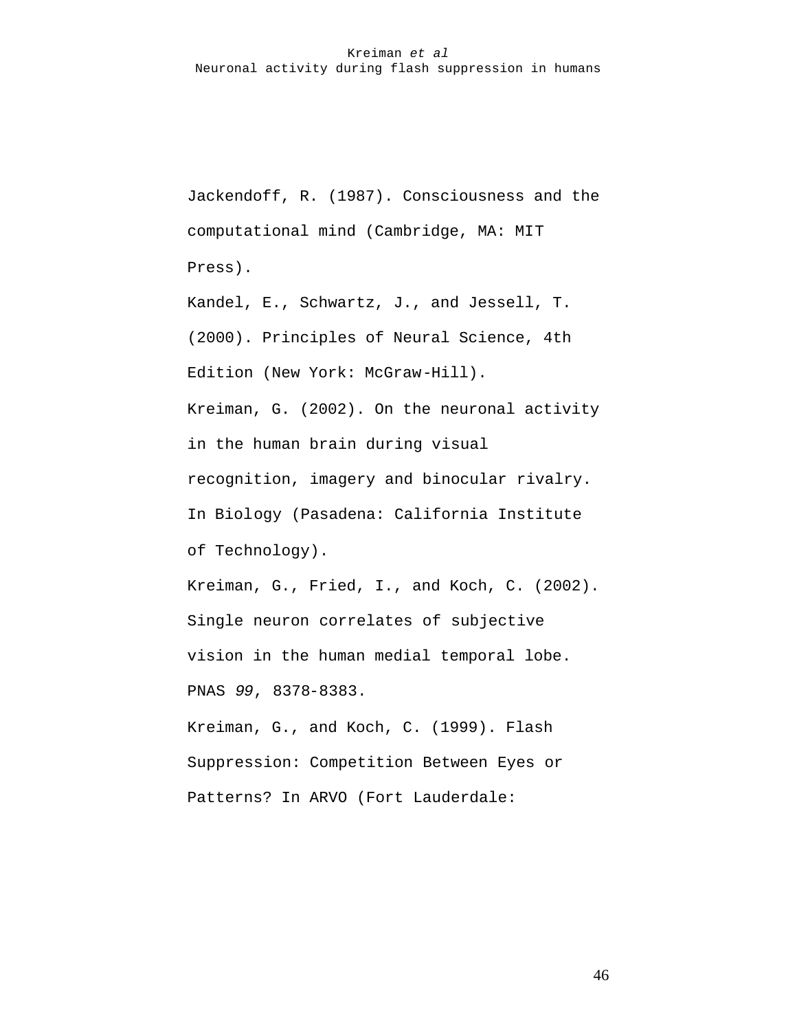Jackendoff, R. (1987). Consciousness and the computational mind (Cambridge, MA: MIT Press).

Kandel, E., Schwartz, J., and Jessell, T. (2000). Principles of Neural Science, 4th Edition (New York: McGraw-Hill).

Kreiman, G. (2002). On the neuronal activity in the human brain during visual recognition, imagery and binocular rivalry. In Biology (Pasadena: California Institute of Technology).

Kreiman, G., Fried, I., and Koch, C. (2002). Single neuron correlates of subjective vision in the human medial temporal lobe. PNAS *99*, 8378-8383.

Kreiman, G., and Koch, C. (1999). Flash Suppression: Competition Between Eyes or Patterns? In ARVO (Fort Lauderdale: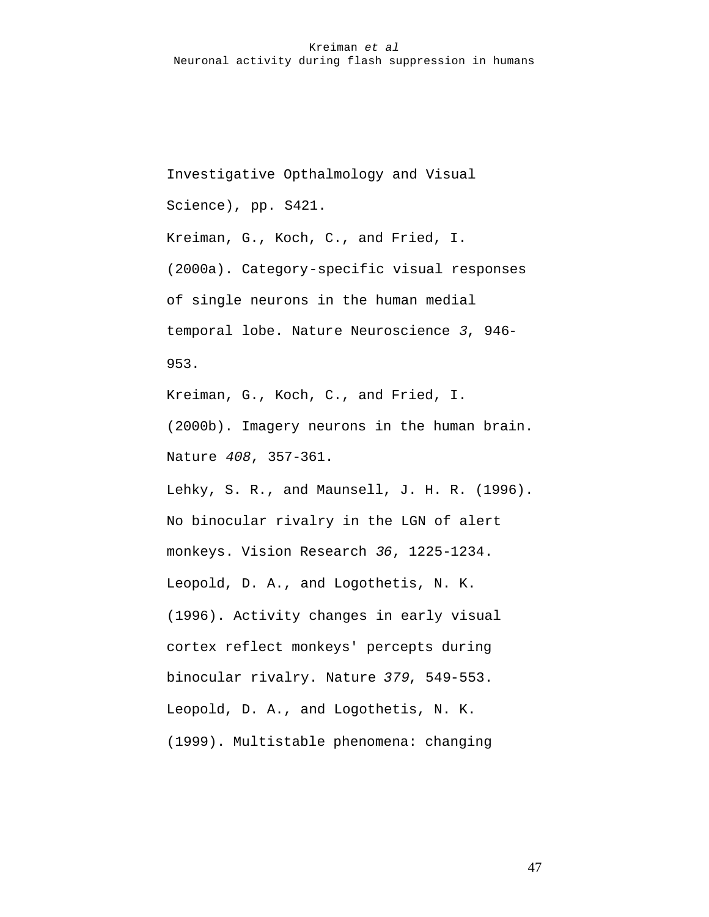Investigative Opthalmology and Visual Science), pp. S421.

Kreiman, G., Koch, C., and Fried, I. (2000a). Category-specific visual responses of single neurons in the human medial temporal lobe. Nature Neuroscience *3*, 946-953.

Kreiman, G., Koch, C., and Fried, I. (2000b). Imagery neurons in the human brain. Nature *408*, 357-361.

Lehky, S. R., and Maunsell, J. H. R. (1996). No binocular rivalry in the LGN of alert monkeys. Vision Research *36*, 1225-1234.

Leopold, D. A., and Logothetis, N. K. (1996). Activity changes in early visual cortex reflect monkeys' percepts during binocular rivalry. Nature *379*, 549-553.

Leopold, D. A., and Logothetis, N. K. (1999). Multistable phenomena: changing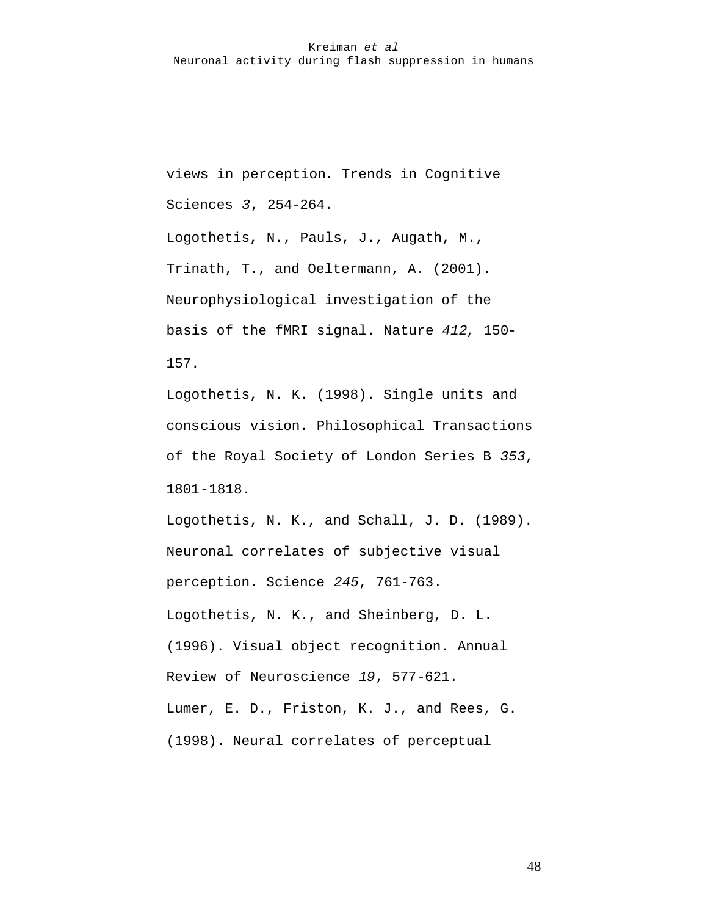views in perception. Trends in Cognitive Sciences *3*, 254-264.

Logothetis, N., Pauls, J., Augath, M., Trinath, T., and Oeltermann, A. (2001). Neurophysiological investigation of the basis of the fMRI signal. Nature *412*, 150-157.

Logothetis, N. K. (1998). Single units and conscious vision. Philosophical Transactions of the Royal Society of London Series B *353*, 1801-1818.

Logothetis, N. K., and Schall, J. D. (1989). Neuronal correlates of subjective visual perception. Science *245*, 761-763.

Logothetis, N. K., and Sheinberg, D. L. (1996). Visual object recognition. Annual Review of Neuroscience *19*, 577-621.

Lumer, E. D., Friston, K. J., and Rees, G. (1998). Neural correlates of perceptual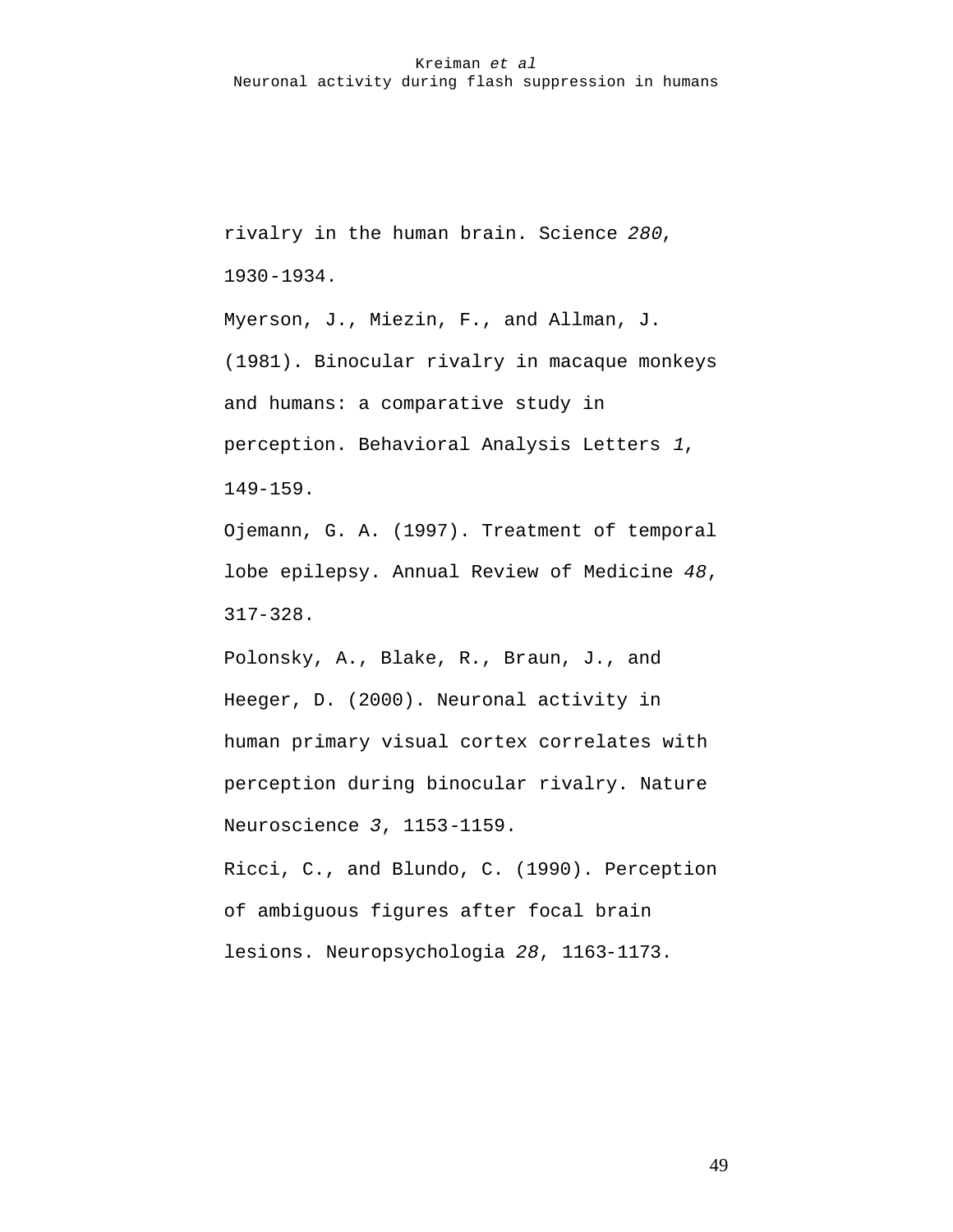rivalry in the human brain. Science *280*, 1930-1934.

Myerson, J., Miezin, F., and Allman, J. (1981). Binocular rivalry in macaque monkeys and humans: a comparative study in perception. Behavioral Analysis Letters *1*, 149-159.

Ojemann, G. A. (1997). Treatment of temporal lobe epilepsy. Annual Review of Medicine *48*, 317-328.

Polonsky, A., Blake, R., Braun, J., and Heeger, D. (2000). Neuronal activity in human primary visual cortex correlates with perception during binocular rivalry. Nature Neuroscience *3*, 1153-1159.

Ricci, C., and Blundo, C. (1990). Perception of ambiguous figures after focal brain lesions. Neuropsychologia *28*, 1163-1173.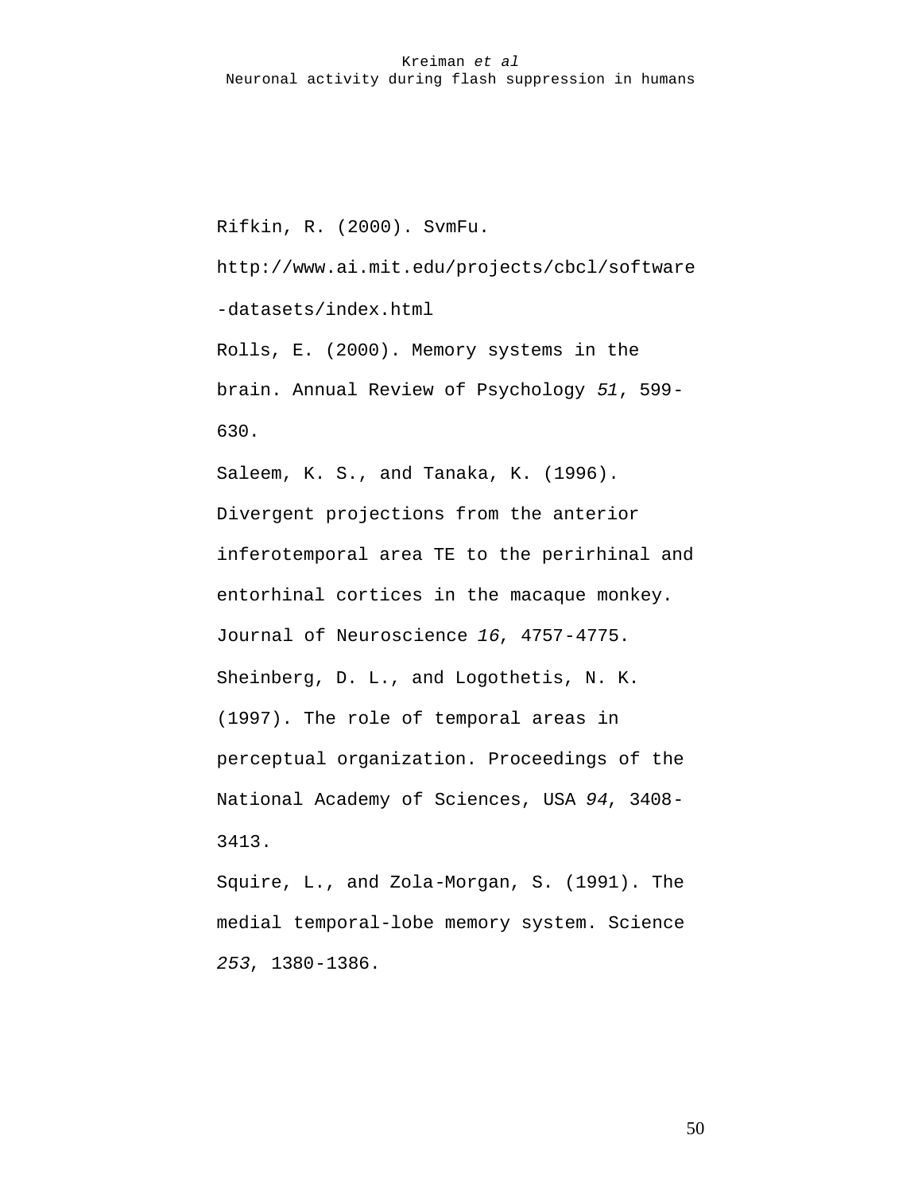Rifkin, R. (2000). SvmFu. http://www.ai.mit.edu/projects/cbcl/software-datasets/index.html

Rolls, E. (2000). Memory systems in the brain. Annual Review of Psychology *51*, 599-630.

Saleem, K. S., and Tanaka, K. (1996). Divergent projections from the anterior inferotemporal area TE to the perirhinal and entorhinal cortices in the macaque monkey. Journal of Neuroscience *16*, 4757-4775.

Sheinberg, D. L., and Logothetis, N. K. (1997). The role of temporal areas in perceptual organization. Proceedings of the National Academy of Sciences, USA *94*, 3408-3413.

Squire, L., and Zola-Morgan, S. (1991). The medial temporal-lobe memory system. Science *253*, 1380-1386.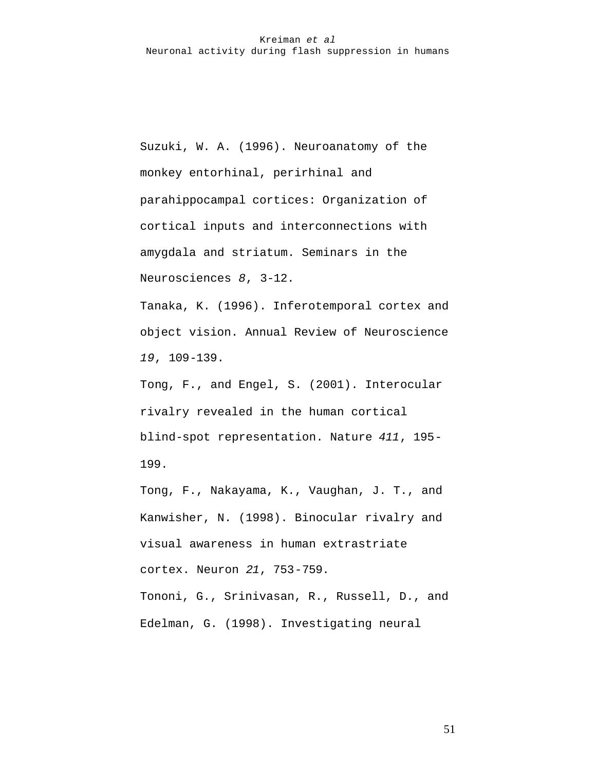Suzuki, W. A. (1996). Neuroanatomy of the monkey entorhinal, perirhinal and parahippocampal cortices: Organization of cortical inputs and interconnections with amygdala and striatum. Seminars in the Neurosciences *8*, 3-12.

Tanaka, K. (1996). Inferotemporal cortex and object vision. Annual Review of Neuroscience *19*, 109-139.

Tong, F., and Engel, S. (2001). Interocular rivalry revealed in the human cortical blind-spot representation. Nature *411*, 195-199.

Tong, F., Nakayama, K., Vaughan, J. T., and Kanwisher, N. (1998). Binocular rivalry and visual awareness in human extrastriate cortex. Neuron *21*, 753-759.

Tononi, G., Srinivasan, R., Russell, D., and Edelman, G. (1998). Investigating neural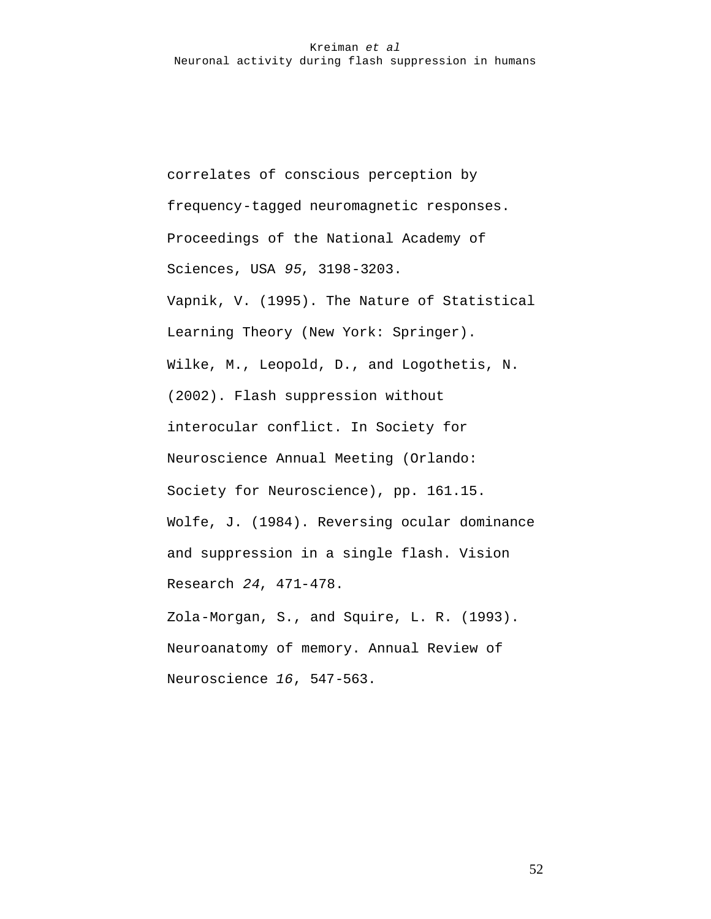correlates of conscious perception by frequency-tagged neuromagnetic responses. Proceedings of the National Academy of Sciences, USA *95*, 3198-3203.

Vapnik, V. (1995). The Nature of Statistical Learning Theory (New York: Springer).

Wilke, M., Leopold, D., and Logothetis, N. (2002). Flash suppression without interocular conflict. In Society for Neuroscience Annual Meeting (Orlando: Society for Neuroscience), pp. 161.15.

Wolfe, J. (1984). Reversing ocular dominance and suppression in a single flash. Vision Research *24*, 471-478.

Zola-Morgan, S., and Squire, L. R. (1993). Neuroanatomy of memory. Annual Review of Neuroscience *16*, 547-563.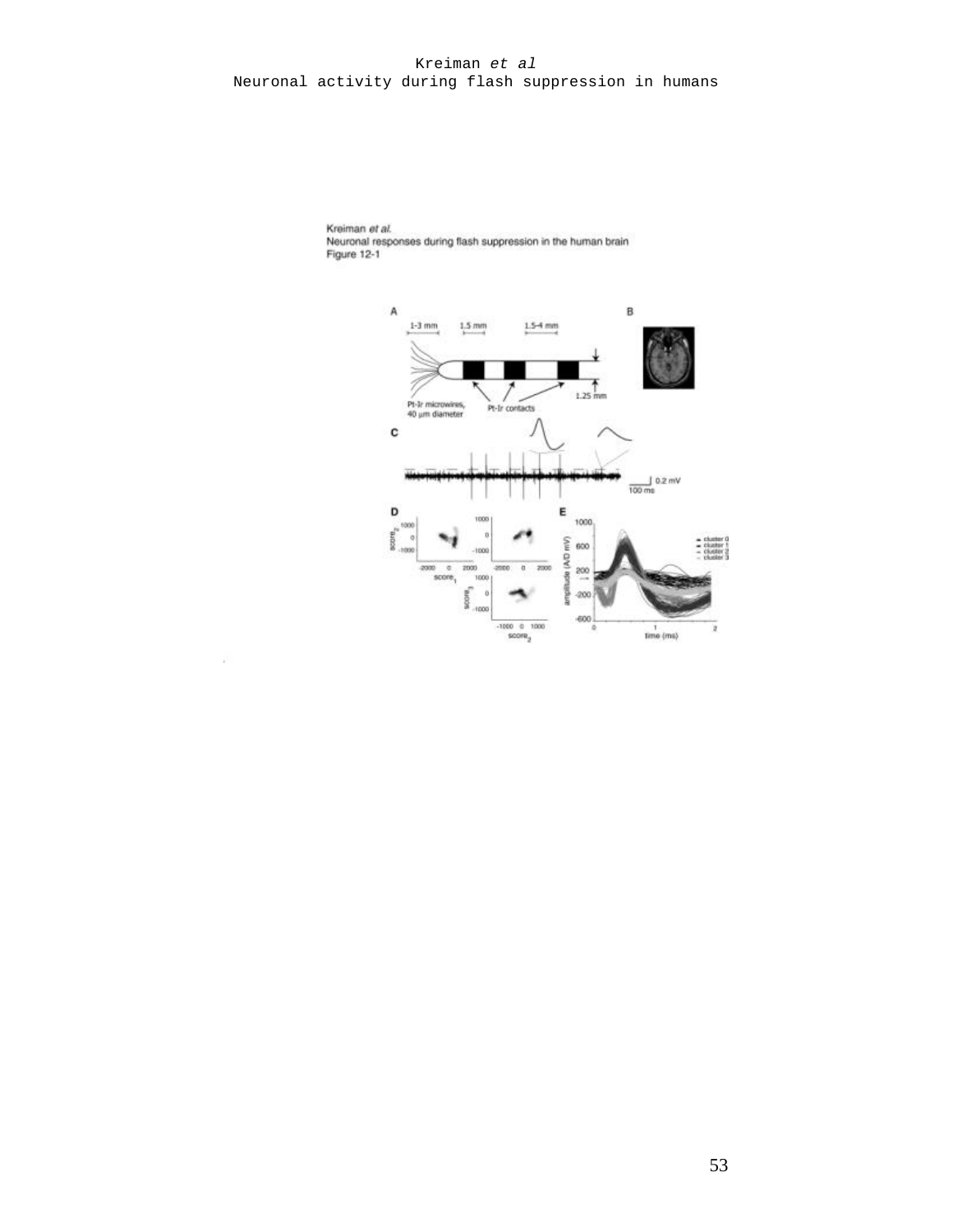Kreiman *et al.*
Neuronal responses during flash suppression in the human brain
Figure 12-1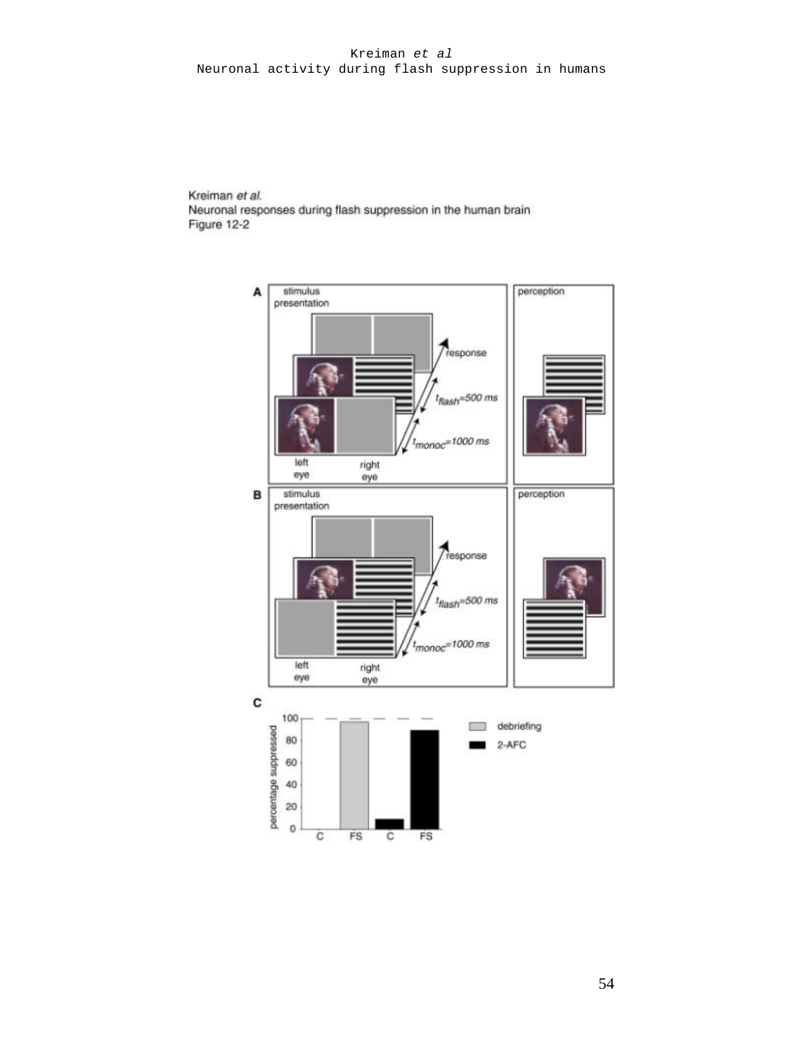Kreiman *et al.*
Neuronal responses during flash suppression in the human brain
Figure 12-2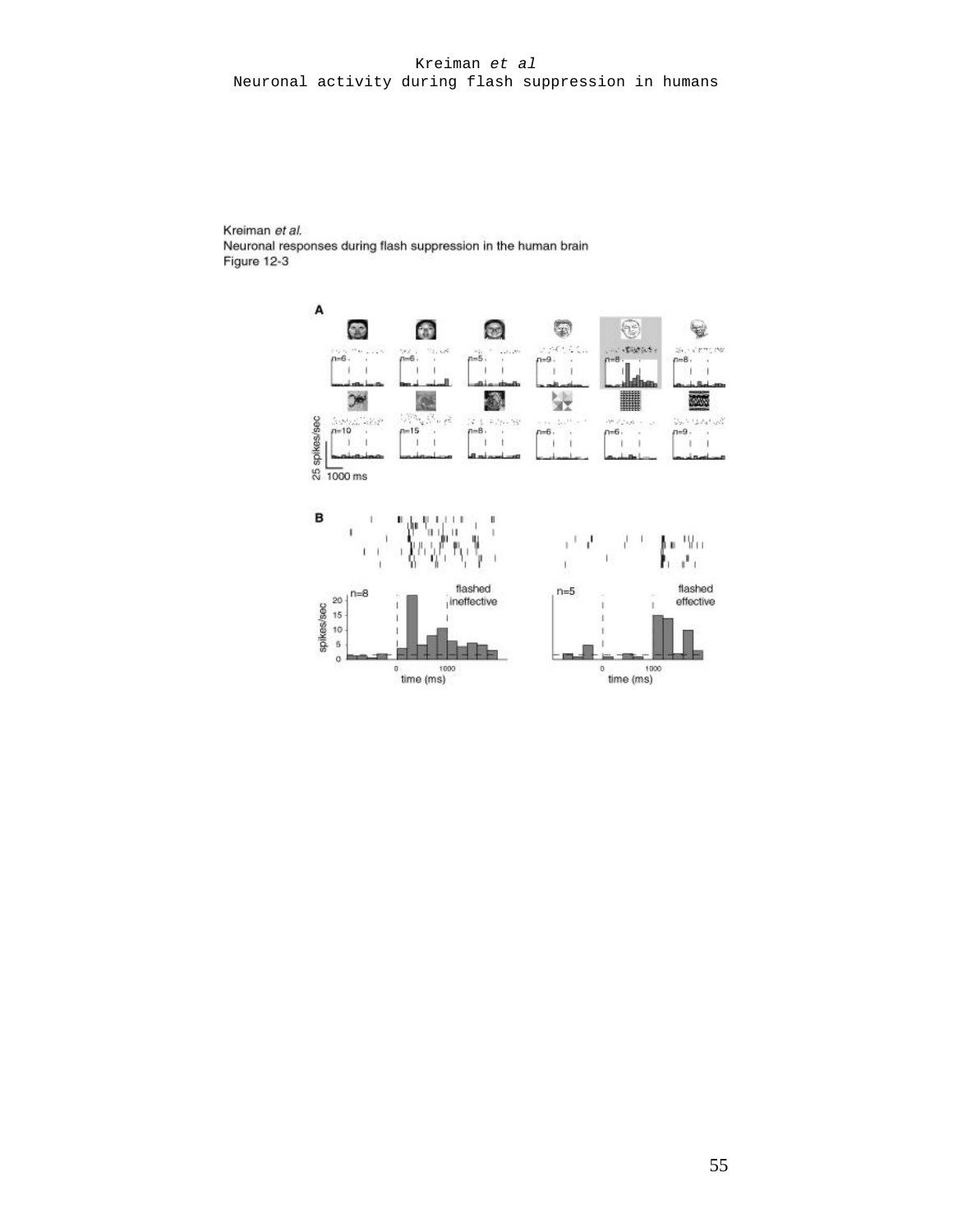Kreiman *et al.*
Neuronal responses during flash suppression in the human brain
Figure 12-3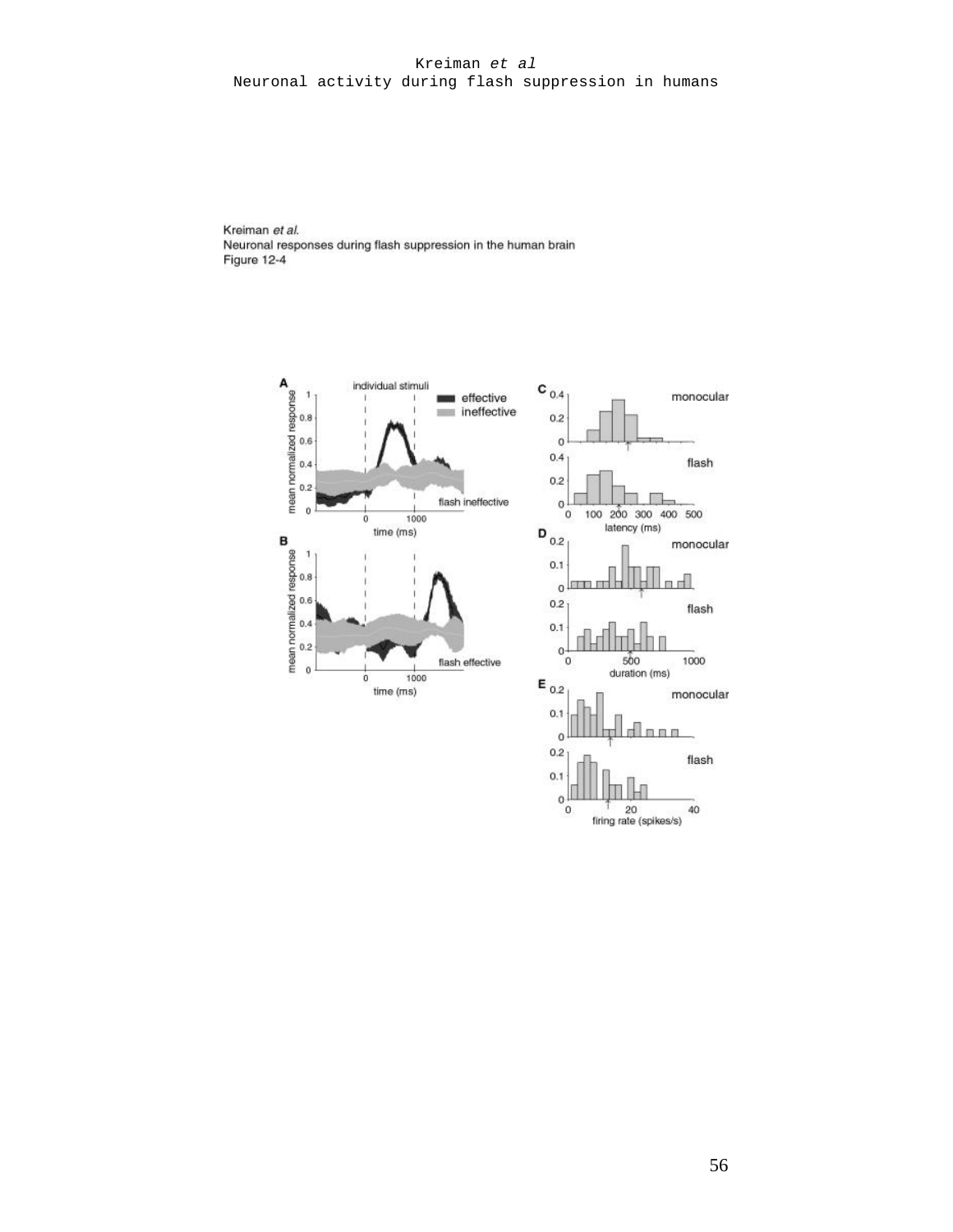Kreiman *et al.*
Neuronal responses during flash suppression in the human brain
Figure 12-4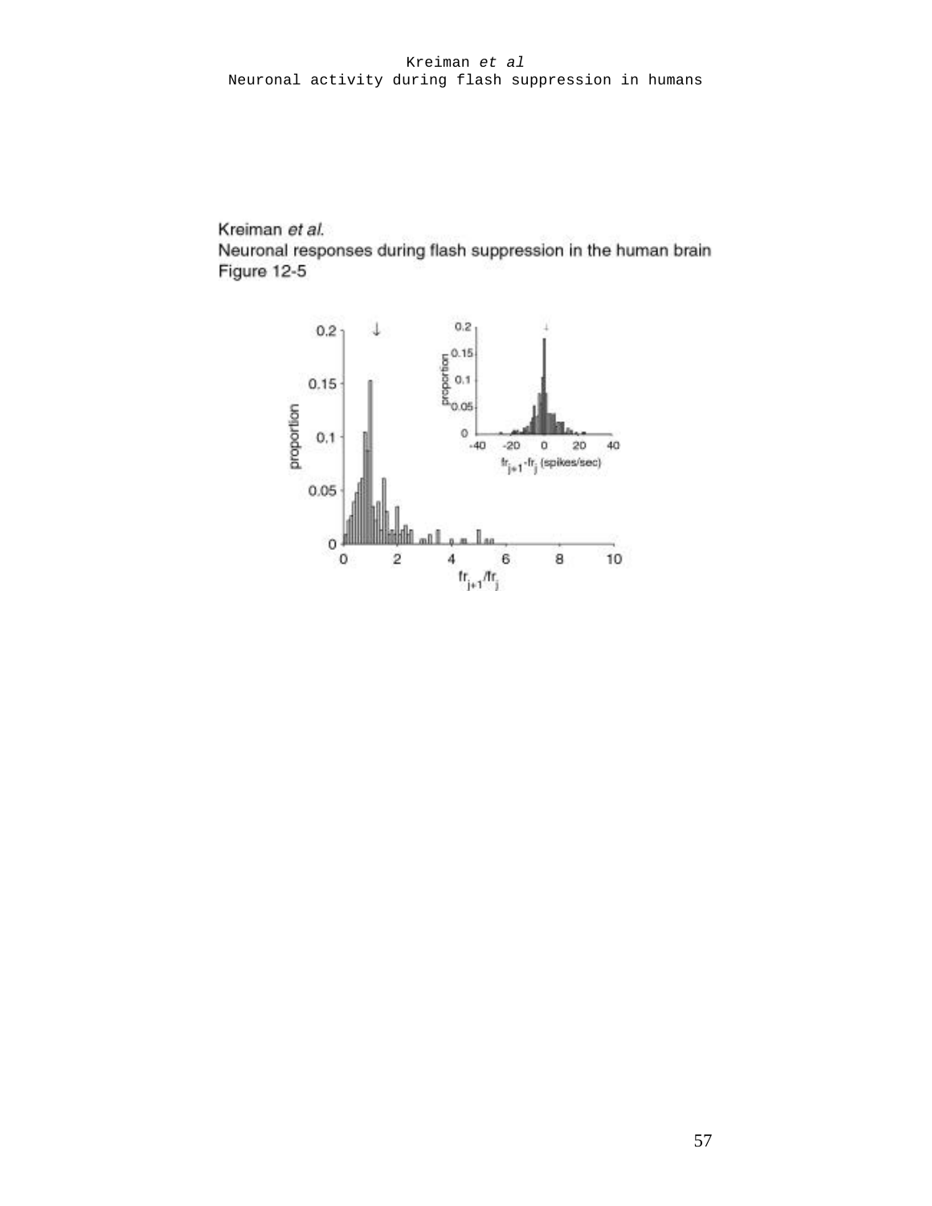Kreiman *et al.*
Neuronal responses during flash suppression in the human brain
Figure 12-5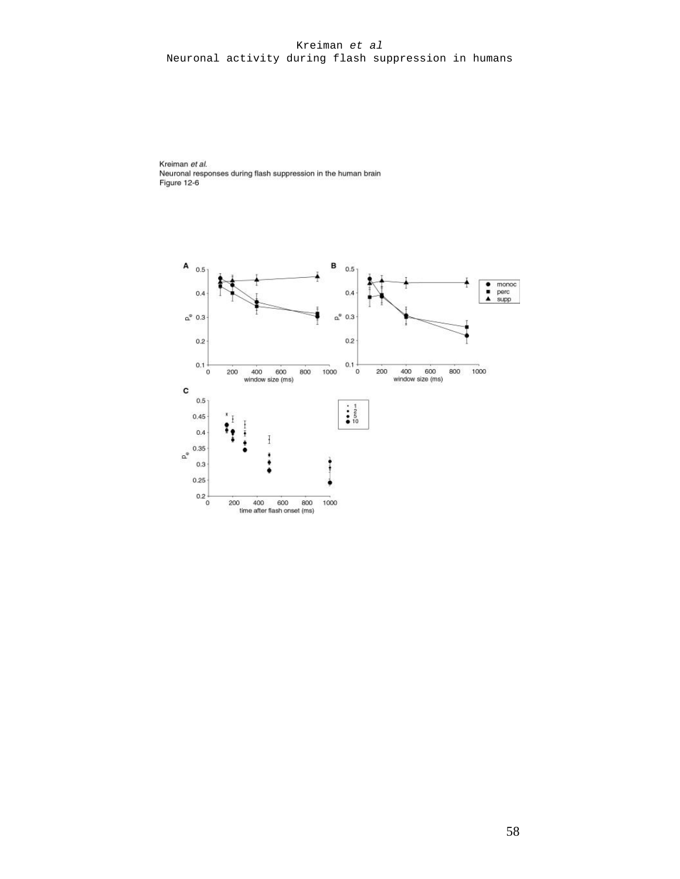Kreiman *et al.*
Neuronal responses during flash suppression in the human brain
Figure 12-6

A

0.5
0.4
0.3
0.2
0.1

$P_e$

0 200 400 600 800 1000
window size (ms)

B

0.5
0.4
0.3
0.2
0.1

$P_e$

0 200 400 600 800 1000
window size (ms)

monoc
perc
supp

C

0.5
0.45
0.4
0.35
0.3
0.25
0.2

$P_e$

0 200 400 600 800 1000
time after flash onset (ms)

1
2
5
10